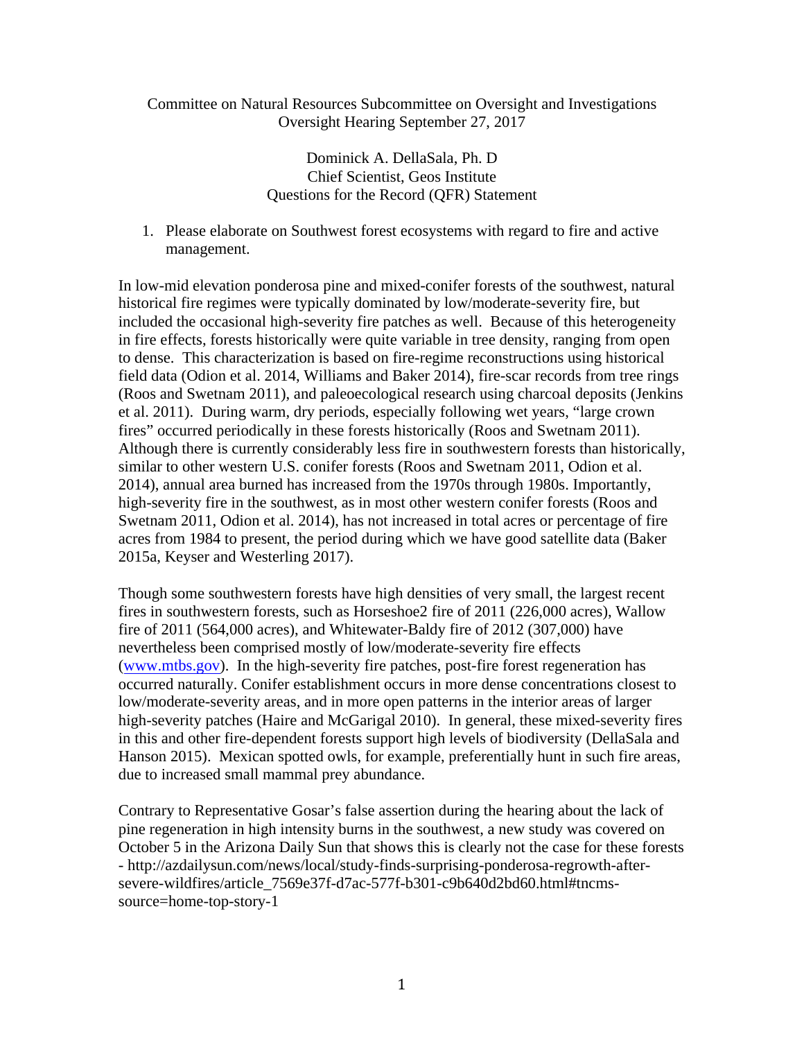Committee on Natural Resources Subcommittee on Oversight and Investigations
Oversight Hearing September 27, 2017

Dominick A. DellaSala, Ph. D
Chief Scientist, Geos Institute
Questions for the Record (QFR) Statement

1. Please elaborate on Southwest forest ecosystems with regard to fire and active management.

In low-mid elevation ponderosa pine and mixed-conifer forests of the southwest, natural historical fire regimes were typically dominated by low/moderate-severity fire, but included the occasional high-severity fire patches as well. Because of this heterogeneity in fire effects, forests historically were quite variable in tree density, ranging from open to dense. This characterization is based on fire-regime reconstructions using historical field data (Odion et al. 2014, Williams and Baker 2014), fire-scar records from tree rings (Roos and Swetnam 2011), and paleoecological research using charcoal deposits (Jenkins et al. 2011). During warm, dry periods, especially following wet years, "large crown fires" occurred periodically in these forests historically (Roos and Swetnam 2011). Although there is currently considerably less fire in southwestern forests than historically, similar to other western U.S. conifer forests (Roos and Swetnam 2011, Odion et al. 2014), annual area burned has increased from the 1970s through 1980s. Importantly, high-severity fire in the southwest, as in most other western conifer forests (Roos and Swetnam 2011, Odion et al. 2014), has not increased in total acres or percentage of fire acres from 1984 to present, the period during which we have good satellite data (Baker 2015a, Keyser and Westerling 2017).

Though some southwestern forests have high densities of very small, the largest recent fires in southwestern forests, such as Horseshoe2 fire of 2011 (226,000 acres), Wallow fire of 2011 (564,000 acres), and Whitewater-Baldy fire of 2012 (307,000) have nevertheless been comprised mostly of low/moderate-severity fire effects ([www.mtbs.gov](www.mtbs.gov)). In the high-severity fire patches, post-fire forest regeneration has occurred naturally. Conifer establishment occurs in more dense concentrations closest to low/moderate-severity areas, and in more open patterns in the interior areas of larger high-severity patches (Haire and McGarigal 2010). In general, these mixed-severity fires in this and other fire-dependent forests support high levels of biodiversity (DellaSala and Hanson 2015). Mexican spotted owls, for example, preferentially hunt in such fire areas, due to increased small mammal prey abundance.

Contrary to Representative Gosar's false assertion during the hearing about the lack of pine regeneration in high intensity burns in the southwest, a new study was covered on October 5 in the Arizona Daily Sun that shows this is clearly not the case for these forests - http://azdailysun.com/news/local/study-finds-surprising-ponderosa-regrowth-after-severe-wildfires/article_7569e37f-d7ac-577f-b301-c9b640d2bd60.html#tncms-source=home-top-story-1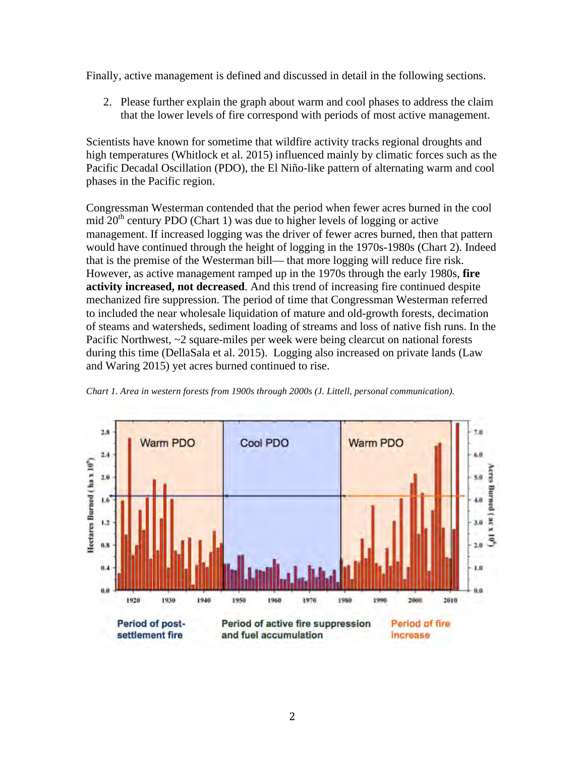Finally, active management is defined and discussed in detail in the following sections.

2. Please further explain the graph about warm and cool phases to address the claim that the lower levels of fire correspond with periods of most active management.

Scientists have known for sometime that wildfire activity tracks regional droughts and high temperatures (Whitlock et al. 2015) influenced mainly by climatic forces such as the Pacific Decadal Oscillation (PDO), the El Niño-like pattern of alternating warm and cool phases in the Pacific region.

Congressman Westerman contended that the period when fewer acres burned in the cool mid 20th century PDO (Chart 1) was due to higher levels of logging or active management. If increased logging was the driver of fewer acres burned, then that pattern would have continued through the height of logging in the 1970s-1980s (Chart 2). Indeed that is the premise of the Westerman bill— that more logging will reduce fire risk. However, as active management ramped up in the 1970s through the early 1980s, **fire activity increased, not decreased**. And this trend of increasing fire continued despite mechanized fire suppression. The period of time that Congressman Westerman referred to included the near wholesale liquidation of mature and old-growth forests, decimation of steams and watersheds, sediment loading of streams and loss of native fish runs. In the Pacific Northwest, ~2 square-miles per week were being clearcut on national forests during this time (DellaSala et al. 2015). Logging also increased on private lands (Law and Waring 2015) yet acres burned continued to rise.

*Chart 1. Area in western forests from 1900s through 2000s (J. Littell, personal communication).*

Warm PDO | Cool PDO | Warm PDO

Period of post-settlement fire | Period of active fire suppression and fuel accumulation | Period of fire increase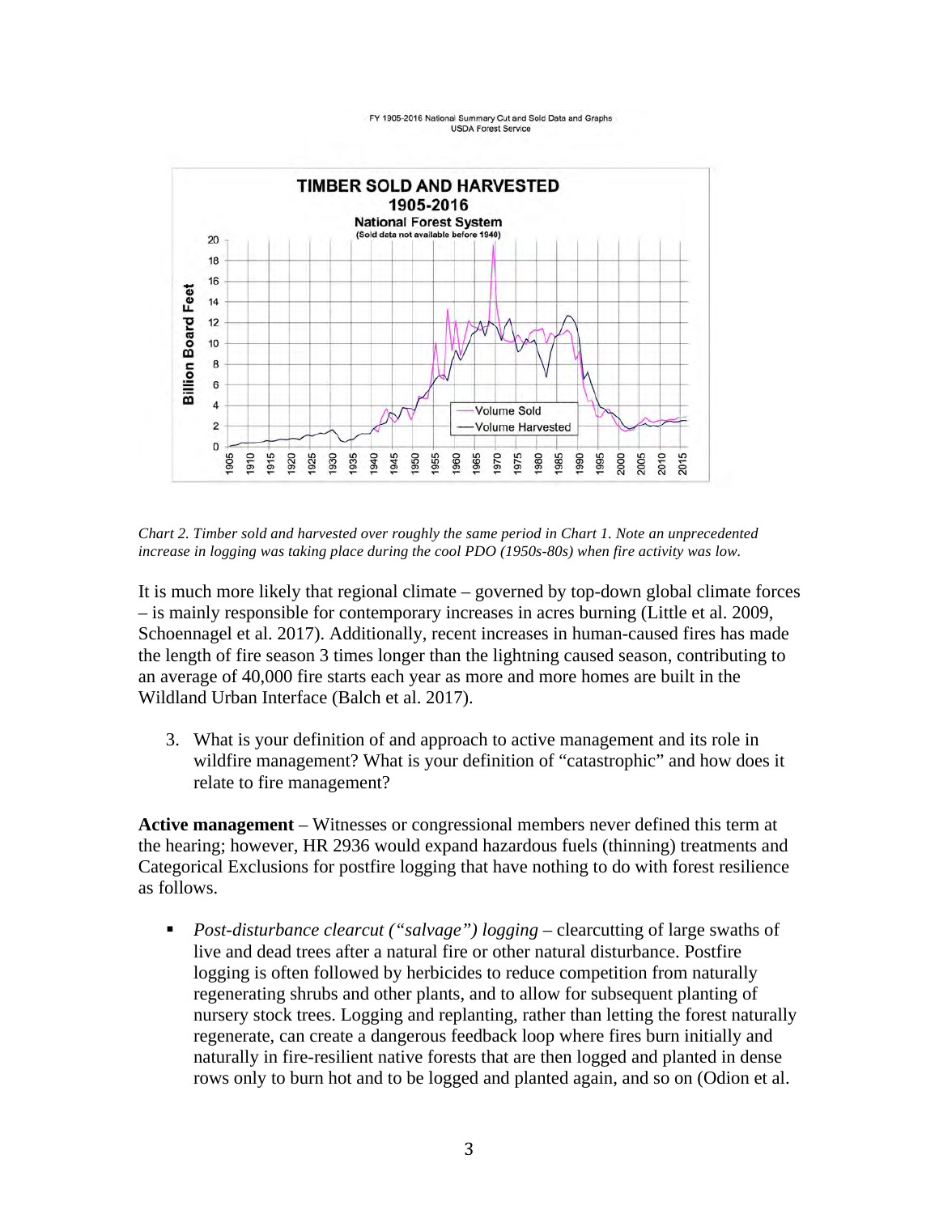FY 1905-2016 National Summary Cut and Sold Data and Graphs
USDA Forest Service

*Chart 2. Timber sold and harvested over roughly the same period in Chart 1. Note an unprecedented increase in logging was taking place during the cool PDO (1950s-80s) when fire activity was low.*

It is much more likely that regional climate – governed by top-down global climate forces – is mainly responsible for contemporary increases in acres burning (Little et al. 2009, Schoennagel et al. 2017). Additionally, recent increases in human-caused fires has made the length of fire season 3 times longer than the lightning caused season, contributing to an average of 40,000 fire starts each year as more and more homes are built in the Wildland Urban Interface (Balch et al. 2017).

3. What is your definition of and approach to active management and its role in wildfire management? What is your definition of "catastrophic" and how does it relate to fire management?

**Active management** – Witnesses or congressional members never defined this term at the hearing; however, HR 2936 would expand hazardous fuels (thinning) treatments and Categorical Exclusions for postfire logging that have nothing to do with forest resilience as follows.

- *Post-disturbance clearcut ("salvage") logging* – clearcutting of large swaths of live and dead trees after a natural fire or other natural disturbance. Postfire logging is often followed by herbicides to reduce competition from naturally regenerating shrubs and other plants, and to allow for subsequent planting of nursery stock trees. Logging and replanting, rather than letting the forest naturally regenerate, can create a dangerous feedback loop where fires burn initially and naturally in fire-resilient native forests that are then logged and planted in dense rows only to burn hot and to be logged and planted again, and so on (Odion et al.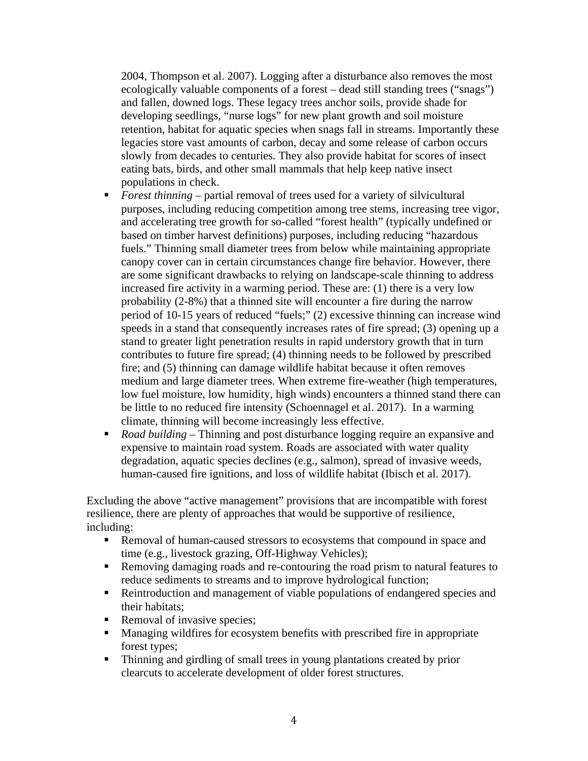2004, Thompson et al. 2007). Logging after a disturbance also removes the most ecologically valuable components of a forest – dead still standing trees ("snags") and fallen, downed logs. These legacy trees anchor soils, provide shade for developing seedlings, "nurse logs" for new plant growth and soil moisture retention, habitat for aquatic species when snags fall in streams. Importantly these legacies store vast amounts of carbon, decay and some release of carbon occurs slowly from decades to centuries. They also provide habitat for scores of insect eating bats, birds, and other small mammals that help keep native insect populations in check.

- *Forest thinning* – partial removal of trees used for a variety of silvicultural purposes, including reducing competition among tree stems, increasing tree vigor, and accelerating tree growth for so-called "forest health" (typically undefined or based on timber harvest definitions) purposes, including reducing "hazardous fuels." Thinning small diameter trees from below while maintaining appropriate canopy cover can in certain circumstances change fire behavior. However, there are some significant drawbacks to relying on landscape-scale thinning to address increased fire activity in a warming period. These are: (1) there is a very low probability (2-8%) that a thinned site will encounter a fire during the narrow period of 10-15 years of reduced "fuels;" (2) excessive thinning can increase wind speeds in a stand that consequently increases rates of fire spread; (3) opening up a stand to greater light penetration results in rapid understory growth that in turn contributes to future fire spread; (4) thinning needs to be followed by prescribed fire; and (5) thinning can damage wildlife habitat because it often removes medium and large diameter trees. When extreme fire-weather (high temperatures, low fuel moisture, low humidity, high winds) encounters a thinned stand there can be little to no reduced fire intensity (Schoennagel et al. 2017). In a warming climate, thinning will become increasingly less effective.
- *Road building* – Thinning and post disturbance logging require an expansive and expensive to maintain road system. Roads are associated with water quality degradation, aquatic species declines (e.g., salmon), spread of invasive weeds, human-caused fire ignitions, and loss of wildlife habitat (Ibisch et al. 2017).

Excluding the above "active management" provisions that are incompatible with forest resilience, there are plenty of approaches that would be supportive of resilience, including:

- Removal of human-caused stressors to ecosystems that compound in space and time (e.g., livestock grazing, Off-Highway Vehicles);
- Removing damaging roads and re-contouring the road prism to natural features to reduce sediments to streams and to improve hydrological function;
- Reintroduction and management of viable populations of endangered species and their habitats;
- Removal of invasive species;
- Managing wildfires for ecosystem benefits with prescribed fire in appropriate forest types;
- Thinning and girdling of small trees in young plantations created by prior clearcuts to accelerate development of older forest structures.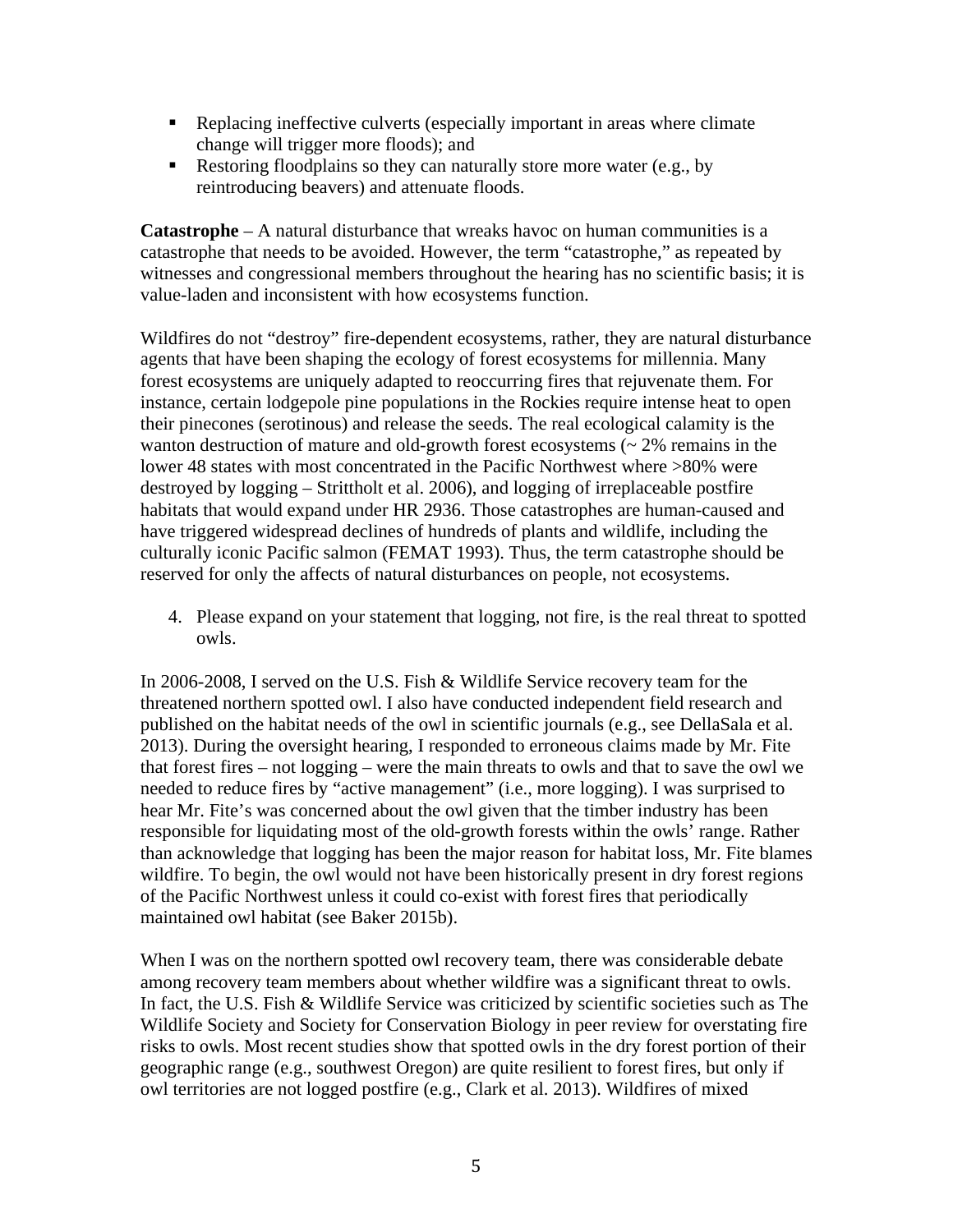- Replacing ineffective culverts (especially important in areas where climate change will trigger more floods); and
- Restoring floodplains so they can naturally store more water (e.g., by reintroducing beavers) and attenuate floods.

**Catastrophe** – A natural disturbance that wreaks havoc on human communities is a catastrophe that needs to be avoided. However, the term "catastrophe," as repeated by witnesses and congressional members throughout the hearing has no scientific basis; it is value-laden and inconsistent with how ecosystems function.

Wildfires do not "destroy" fire-dependent ecosystems, rather, they are natural disturbance agents that have been shaping the ecology of forest ecosystems for millennia. Many forest ecosystems are uniquely adapted to reoccurring fires that rejuvenate them. For instance, certain lodgepole pine populations in the Rockies require intense heat to open their pinecones (serotinous) and release the seeds. The real ecological calamity is the wanton destruction of mature and old-growth forest ecosystems (~ 2% remains in the lower 48 states with most concentrated in the Pacific Northwest where >80% were destroyed by logging – Strittholt et al. 2006), and logging of irreplaceable postfire habitats that would expand under HR 2936. Those catastrophes are human-caused and have triggered widespread declines of hundreds of plants and wildlife, including the culturally iconic Pacific salmon (FEMAT 1993). Thus, the term catastrophe should be reserved for only the affects of natural disturbances on people, not ecosystems.

4. Please expand on your statement that logging, not fire, is the real threat to spotted owls.

In 2006-2008, I served on the U.S. Fish & Wildlife Service recovery team for the threatened northern spotted owl. I also have conducted independent field research and published on the habitat needs of the owl in scientific journals (e.g., see DellaSala et al. 2013). During the oversight hearing, I responded to erroneous claims made by Mr. Fite that forest fires – not logging – were the main threats to owls and that to save the owl we needed to reduce fires by "active management" (i.e., more logging). I was surprised to hear Mr. Fite's was concerned about the owl given that the timber industry has been responsible for liquidating most of the old-growth forests within the owls' range. Rather than acknowledge that logging has been the major reason for habitat loss, Mr. Fite blames wildfire. To begin, the owl would not have been historically present in dry forest regions of the Pacific Northwest unless it could co-exist with forest fires that periodically maintained owl habitat (see Baker 2015b).

When I was on the northern spotted owl recovery team, there was considerable debate among recovery team members about whether wildfire was a significant threat to owls. In fact, the U.S. Fish & Wildlife Service was criticized by scientific societies such as The Wildlife Society and Society for Conservation Biology in peer review for overstating fire risks to owls. Most recent studies show that spotted owls in the dry forest portion of their geographic range (e.g., southwest Oregon) are quite resilient to forest fires, but only if owl territories are not logged postfire (e.g., Clark et al. 2013). Wildfires of mixed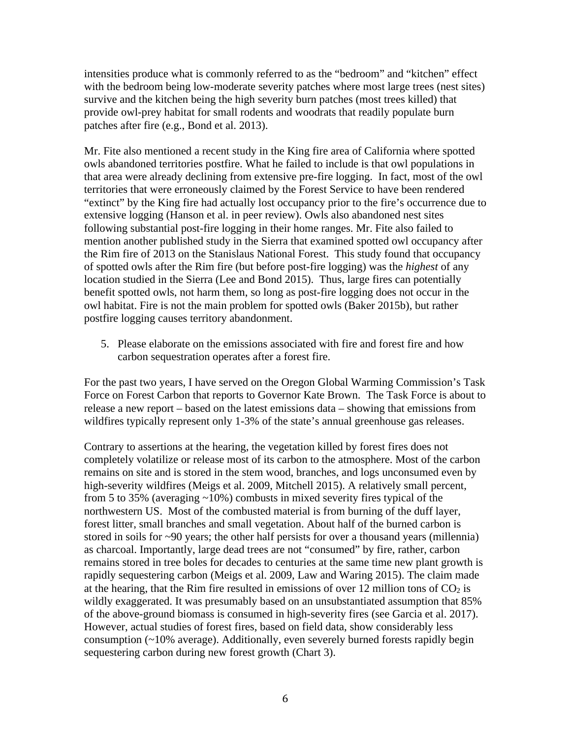intensities produce what is commonly referred to as the "bedroom" and "kitchen" effect with the bedroom being low-moderate severity patches where most large trees (nest sites) survive and the kitchen being the high severity burn patches (most trees killed) that provide owl-prey habitat for small rodents and woodrats that readily populate burn patches after fire (e.g., Bond et al. 2013).

Mr. Fite also mentioned a recent study in the King fire area of California where spotted owls abandoned territories postfire. What he failed to include is that owl populations in that area were already declining from extensive pre-fire logging. In fact, most of the owl territories that were erroneously claimed by the Forest Service to have been rendered "extinct" by the King fire had actually lost occupancy prior to the fire's occurrence due to extensive logging (Hanson et al. in peer review). Owls also abandoned nest sites following substantial post-fire logging in their home ranges. Mr. Fite also failed to mention another published study in the Sierra that examined spotted owl occupancy after the Rim fire of 2013 on the Stanislaus National Forest. This study found that occupancy of spotted owls after the Rim fire (but before post-fire logging) was the *highest* of any location studied in the Sierra (Lee and Bond 2015). Thus, large fires can potentially benefit spotted owls, not harm them, so long as post-fire logging does not occur in the owl habitat. Fire is not the main problem for spotted owls (Baker 2015b), but rather postfire logging causes territory abandonment.

5. Please elaborate on the emissions associated with fire and forest fire and how carbon sequestration operates after a forest fire.

For the past two years, I have served on the Oregon Global Warming Commission's Task Force on Forest Carbon that reports to Governor Kate Brown. The Task Force is about to release a new report – based on the latest emissions data – showing that emissions from wildfires typically represent only 1-3% of the state's annual greenhouse gas releases.

Contrary to assertions at the hearing, the vegetation killed by forest fires does not completely volatilize or release most of its carbon to the atmosphere. Most of the carbon remains on site and is stored in the stem wood, branches, and logs unconsumed even by high-severity wildfires (Meigs et al. 2009, Mitchell 2015). A relatively small percent, from 5 to 35% (averaging ~10%) combusts in mixed severity fires typical of the northwestern US. Most of the combusted material is from burning of the duff layer, forest litter, small branches and small vegetation. About half of the burned carbon is stored in soils for ~90 years; the other half persists for over a thousand years (millennia) as charcoal. Importantly, large dead trees are not "consumed" by fire, rather, carbon remains stored in tree boles for decades to centuries at the same time new plant growth is rapidly sequestering carbon (Meigs et al. 2009, Law and Waring 2015). The claim made at the hearing, that the Rim fire resulted in emissions of over 12 million tons of $CO_2$ is wildly exaggerated. It was presumably based on an unsubstantiated assumption that 85% of the above-ground biomass is consumed in high-severity fires (see Garcia et al. 2017). However, actual studies of forest fires, based on field data, show considerably less consumption (~10% average). Additionally, even severely burned forests rapidly begin sequestering carbon during new forest growth (Chart 3).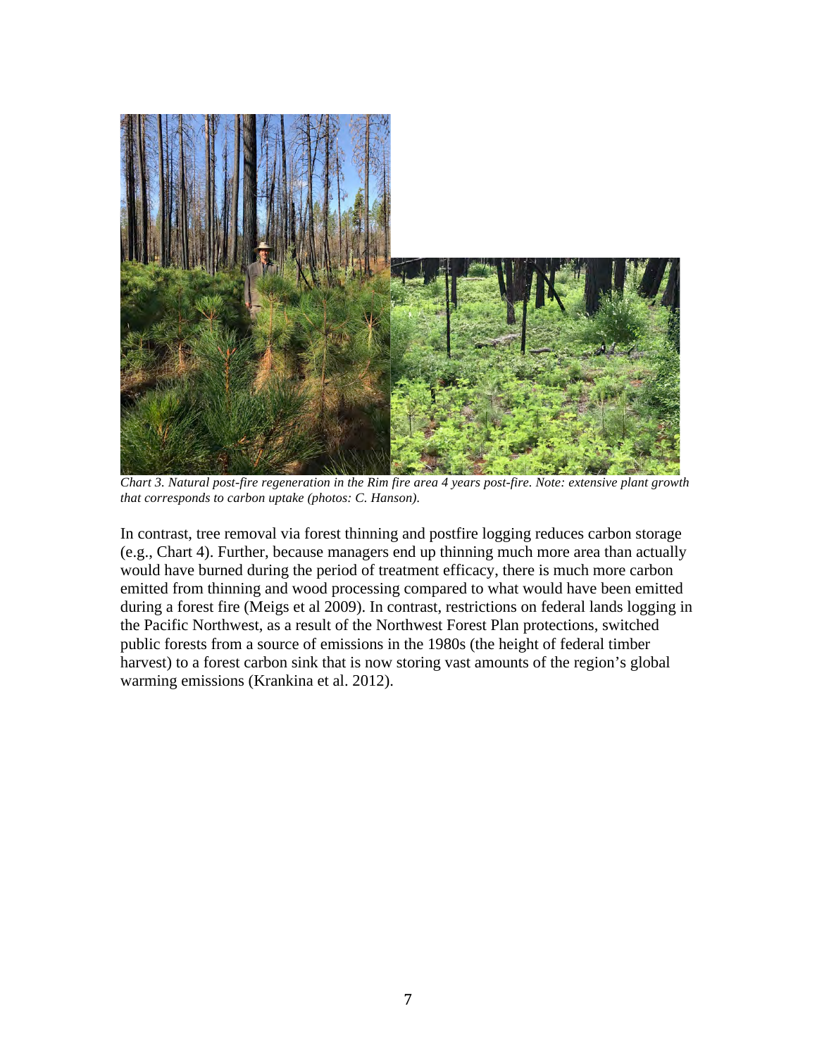*Chart 3. Natural post-fire regeneration in the Rim fire area 4 years post-fire. Note: extensive plant growth that corresponds to carbon uptake (photos: C. Hanson).*

In contrast, tree removal via forest thinning and postfire logging reduces carbon storage (e.g., Chart 4). Further, because managers end up thinning much more area than actually would have burned during the period of treatment efficacy, there is much more carbon emitted from thinning and wood processing compared to what would have been emitted during a forest fire (Meigs et al 2009). In contrast, restrictions on federal lands logging in the Pacific Northwest, as a result of the Northwest Forest Plan protections, switched public forests from a source of emissions in the 1980s (the height of federal timber harvest) to a forest carbon sink that is now storing vast amounts of the region's global warming emissions (Krankina et al. 2012).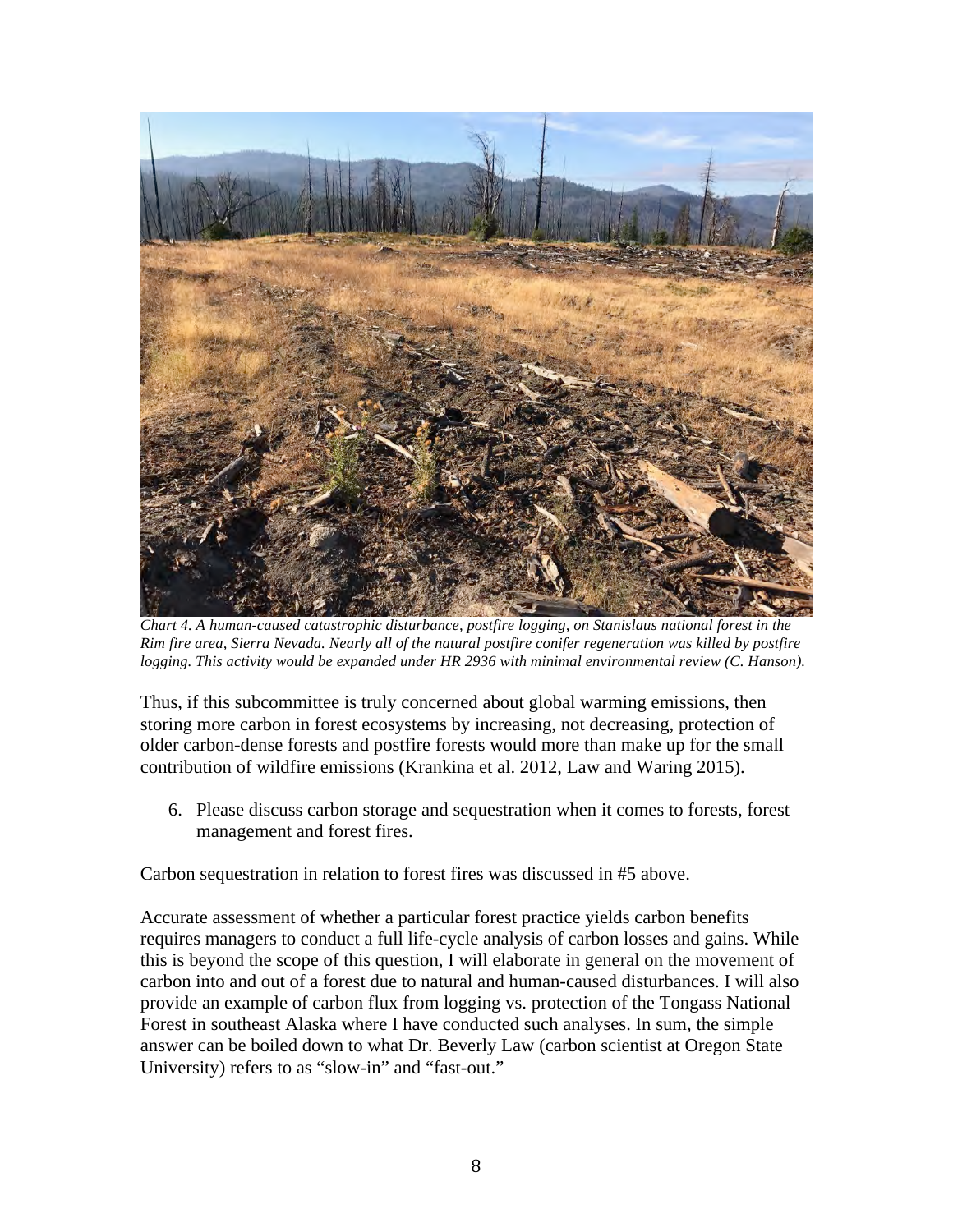*Chart 4. A human-caused catastrophic disturbance, postfire logging, on Stanislaus national forest in the Rim fire area, Sierra Nevada. Nearly all of the natural postfire conifer regeneration was killed by postfire logging. This activity would be expanded under HR 2936 with minimal environmental review (C. Hanson).*

Thus, if this subcommittee is truly concerned about global warming emissions, then storing more carbon in forest ecosystems by increasing, not decreasing, protection of older carbon-dense forests and postfire forests would more than make up for the small contribution of wildfire emissions (Krankina et al. 2012, Law and Waring 2015).

6. Please discuss carbon storage and sequestration when it comes to forests, forest management and forest fires.

Carbon sequestration in relation to forest fires was discussed in #5 above.

Accurate assessment of whether a particular forest practice yields carbon benefits requires managers to conduct a full life-cycle analysis of carbon losses and gains. While this is beyond the scope of this question, I will elaborate in general on the movement of carbon into and out of a forest due to natural and human-caused disturbances. I will also provide an example of carbon flux from logging vs. protection of the Tongass National Forest in southeast Alaska where I have conducted such analyses. In sum, the simple answer can be boiled down to what Dr. Beverly Law (carbon scientist at Oregon State University) refers to as "slow-in" and "fast-out."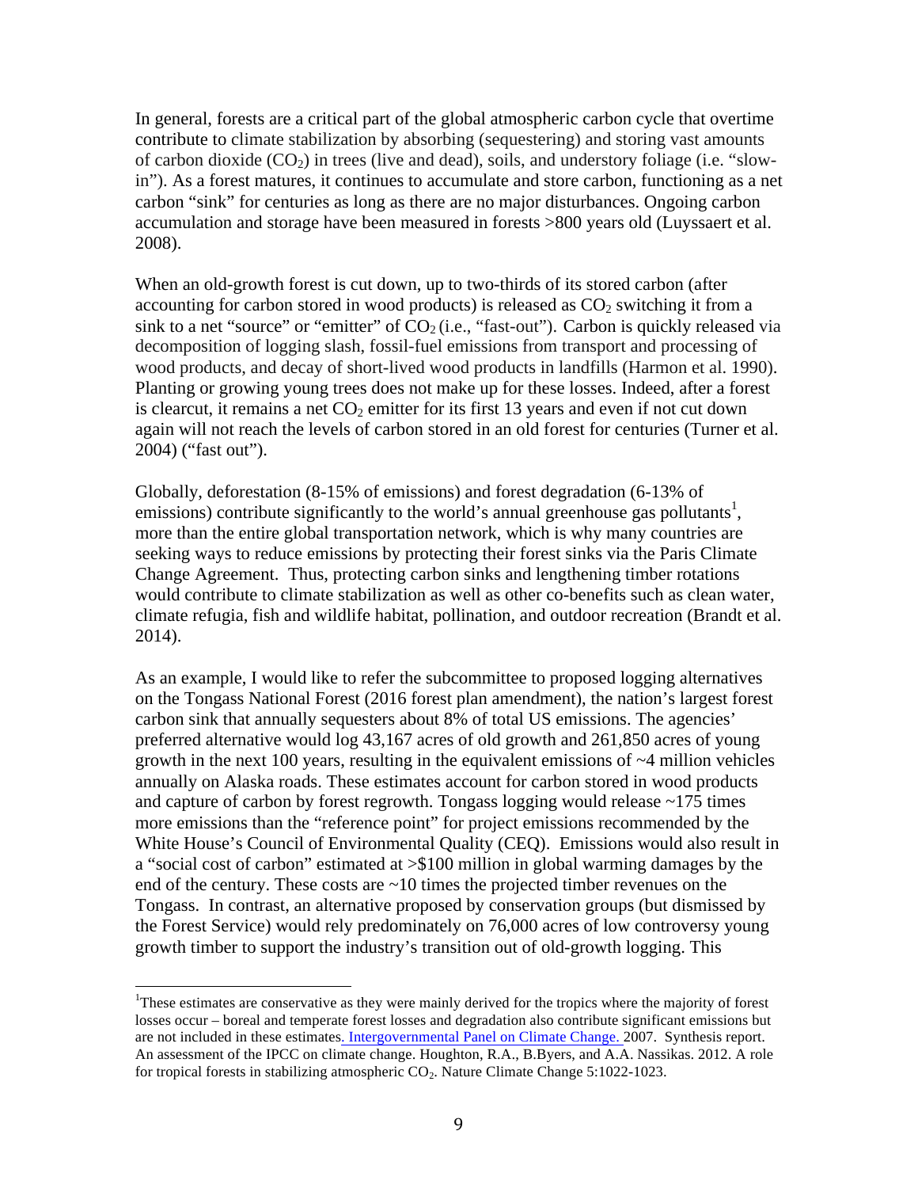In general, forests are a critical part of the global atmospheric carbon cycle that overtime contribute to climate stabilization by absorbing (sequestering) and storing vast amounts of carbon dioxide ($CO_2$) in trees (live and dead), soils, and understory foliage (i.e. "slow-in"). As a forest matures, it continues to accumulate and store carbon, functioning as a net carbon "sink" for centuries as long as there are no major disturbances. Ongoing carbon accumulation and storage have been measured in forests >800 years old (Luyssaert et al. 2008).

When an old-growth forest is cut down, up to two-thirds of its stored carbon (after accounting for carbon stored in wood products) is released as $CO_2$ switching it from a sink to a net "source" or "emitter" of $CO_2$ (i.e., "fast-out"). Carbon is quickly released via decomposition of logging slash, fossil-fuel emissions from transport and processing of wood products, and decay of short-lived wood products in landfills (Harmon et al. 1990). Planting or growing young trees does not make up for these losses. Indeed, after a forest is clearcut, it remains a net $CO_2$ emitter for its first 13 years and even if not cut down again will not reach the levels of carbon stored in an old forest for centuries (Turner et al. 2004) ("fast out").

Globally, deforestation (8-15% of emissions) and forest degradation (6-13% of emissions) contribute significantly to the world's annual greenhouse gas pollutants[1], more than the entire global transportation network, which is why many countries are seeking ways to reduce emissions by protecting their forest sinks via the Paris Climate Change Agreement. Thus, protecting carbon sinks and lengthening timber rotations would contribute to climate stabilization as well as other co-benefits such as clean water, climate refugia, fish and wildlife habitat, pollination, and outdoor recreation (Brandt et al. 2014).

As an example, I would like to refer the subcommittee to proposed logging alternatives on the Tongass National Forest (2016 forest plan amendment), the nation's largest forest carbon sink that annually sequesters about 8% of total US emissions. The agencies' preferred alternative would log 43,167 acres of old growth and 261,850 acres of young growth in the next 100 years, resulting in the equivalent emissions of ~4 million vehicles annually on Alaska roads. These estimates account for carbon stored in wood products and capture of carbon by forest regrowth. Tongass logging would release ~175 times more emissions than the "reference point" for project emissions recommended by the White House's Council of Environmental Quality (CEQ). Emissions would also result in a "social cost of carbon" estimated at >$100 million in global warming damages by the end of the century. These costs are ~10 times the projected timber revenues on the Tongass. In contrast, an alternative proposed by conservation groups (but dismissed by the Forest Service) would rely predominately on 76,000 acres of low controversy young growth timber to support the industry's transition out of old-growth logging. This

[1] These estimates are conservative as they were mainly derived for the tropics where the majority of forest losses occur – boreal and temperate forest losses and degradation also contribute significant emissions but are not included in these estimates. Intergovernmental Panel on Climate Change. 2007. Synthesis report. An assessment of the IPCC on climate change. Houghton, R.A., B.Byers, and A.A. Nassikas. 2012. A role for tropical forests in stabilizing atmospheric $CO_2$. Nature Climate Change 5:1022-1023.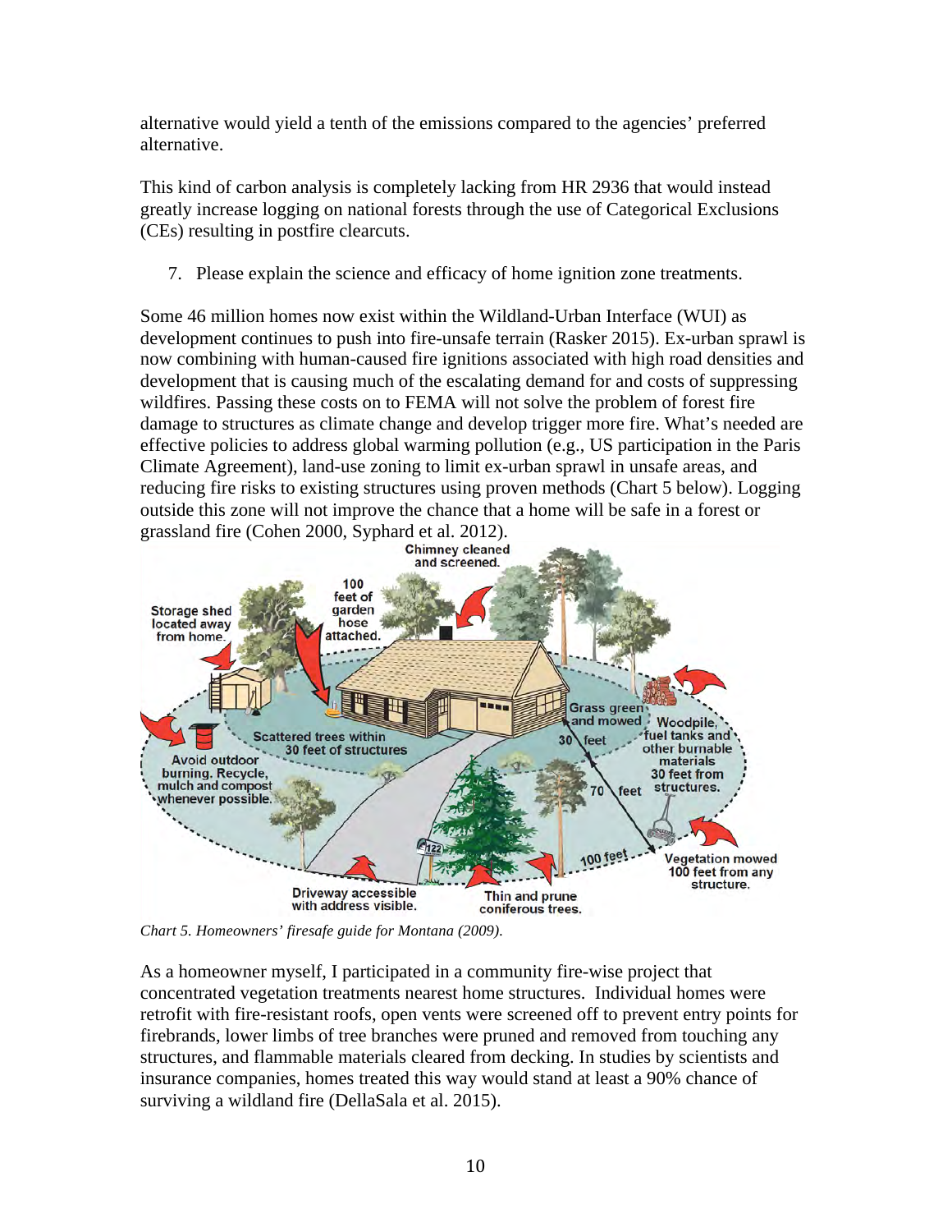alternative would yield a tenth of the emissions compared to the agencies' preferred alternative.

This kind of carbon analysis is completely lacking from HR 2936 that would instead greatly increase logging on national forests through the use of Categorical Exclusions (CEs) resulting in postfire clearcuts.

7. Please explain the science and efficacy of home ignition zone treatments.

Some 46 million homes now exist within the Wildland-Urban Interface (WUI) as development continues to push into fire-unsafe terrain (Rasker 2015). Ex-urban sprawl is now combining with human-caused fire ignitions associated with high road densities and development that is causing much of the escalating demand for and costs of suppressing wildfires. Passing these costs on to FEMA will not solve the problem of forest fire damage to structures as climate change and develop trigger more fire. What's needed are effective policies to address global warming pollution (e.g., US participation in the Paris Climate Agreement), land-use zoning to limit ex-urban sprawl in unsafe areas, and reducing fire risks to existing structures using proven methods (Chart 5 below). Logging outside this zone will not improve the chance that a home will be safe in a forest or grassland fire (Cohen 2000, Syphard et al. 2012).

Chimney cleaned and screened. 100 feet of garden hose attached. Storage shed located away from home. Grass green and mowed. Woodpile, fuel tanks and other burnable materials 30 feet from structures. Scattered trees within 30 feet of structures. Avoid outdoor burning. Recycle, mulch and compost whenever possible. 30 feet. 70 feet. 100 feet. Vegetation mowed 100 feet from any structure. Driveway accessible with address visible. Thin and prune coniferous trees.

*Chart 5. Homeowners' firesafe guide for Montana (2009).*

As a homeowner myself, I participated in a community fire-wise project that concentrated vegetation treatments nearest home structures. Individual homes were retrofit with fire-resistant roofs, open vents were screened off to prevent entry points for firebrands, lower limbs of tree branches were pruned and removed from touching any structures, and flammable materials cleared from decking. In studies by scientists and insurance companies, homes treated this way would stand at least a 90% chance of surviving a wildland fire (DellaSala et al. 2015).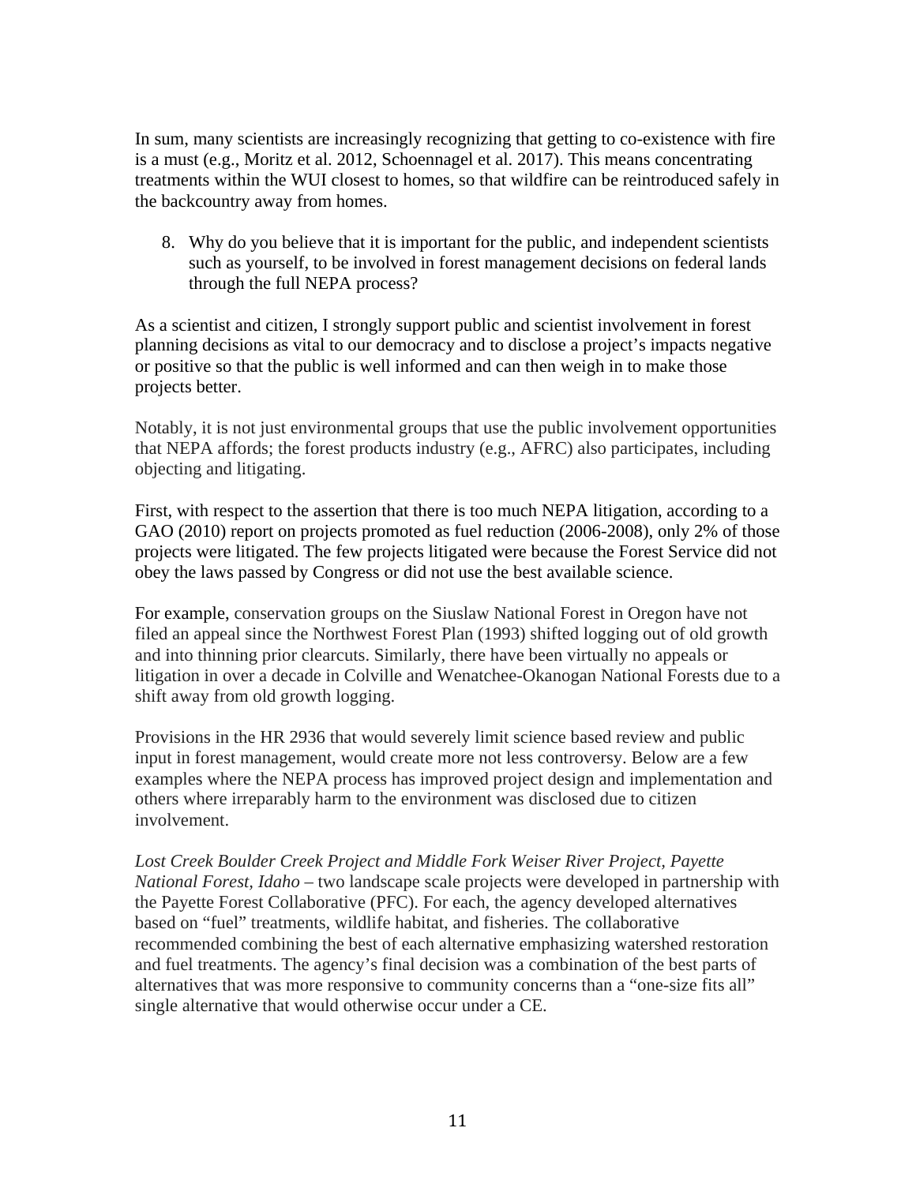In sum, many scientists are increasingly recognizing that getting to co-existence with fire is a must (e.g., Moritz et al. 2012, Schoennagel et al. 2017). This means concentrating treatments within the WUI closest to homes, so that wildfire can be reintroduced safely in the backcountry away from homes.

8. Why do you believe that it is important for the public, and independent scientists such as yourself, to be involved in forest management decisions on federal lands through the full NEPA process?

As a scientist and citizen, I strongly support public and scientist involvement in forest planning decisions as vital to our democracy and to disclose a project's impacts negative or positive so that the public is well informed and can then weigh in to make those projects better.

Notably, it is not just environmental groups that use the public involvement opportunities that NEPA affords; the forest products industry (e.g., AFRC) also participates, including objecting and litigating.

First, with respect to the assertion that there is too much NEPA litigation, according to a GAO (2010) report on projects promoted as fuel reduction (2006-2008), only 2% of those projects were litigated. The few projects litigated were because the Forest Service did not obey the laws passed by Congress or did not use the best available science.

For example, conservation groups on the Siuslaw National Forest in Oregon have not filed an appeal since the Northwest Forest Plan (1993) shifted logging out of old growth and into thinning prior clearcuts. Similarly, there have been virtually no appeals or litigation in over a decade in Colville and Wenatchee-Okanogan National Forests due to a shift away from old growth logging.

Provisions in the HR 2936 that would severely limit science based review and public input in forest management, would create more not less controversy. Below are a few examples where the NEPA process has improved project design and implementation and others where irreparably harm to the environment was disclosed due to citizen involvement.

*Lost Creek Boulder Creek Project and Middle Fork Weiser River Project, Payette National Forest, Idaho* – two landscape scale projects were developed in partnership with the Payette Forest Collaborative (PFC). For each, the agency developed alternatives based on "fuel" treatments, wildlife habitat, and fisheries. The collaborative recommended combining the best of each alternative emphasizing watershed restoration and fuel treatments. The agency's final decision was a combination of the best parts of alternatives that was more responsive to community concerns than a "one-size fits all" single alternative that would otherwise occur under a CE.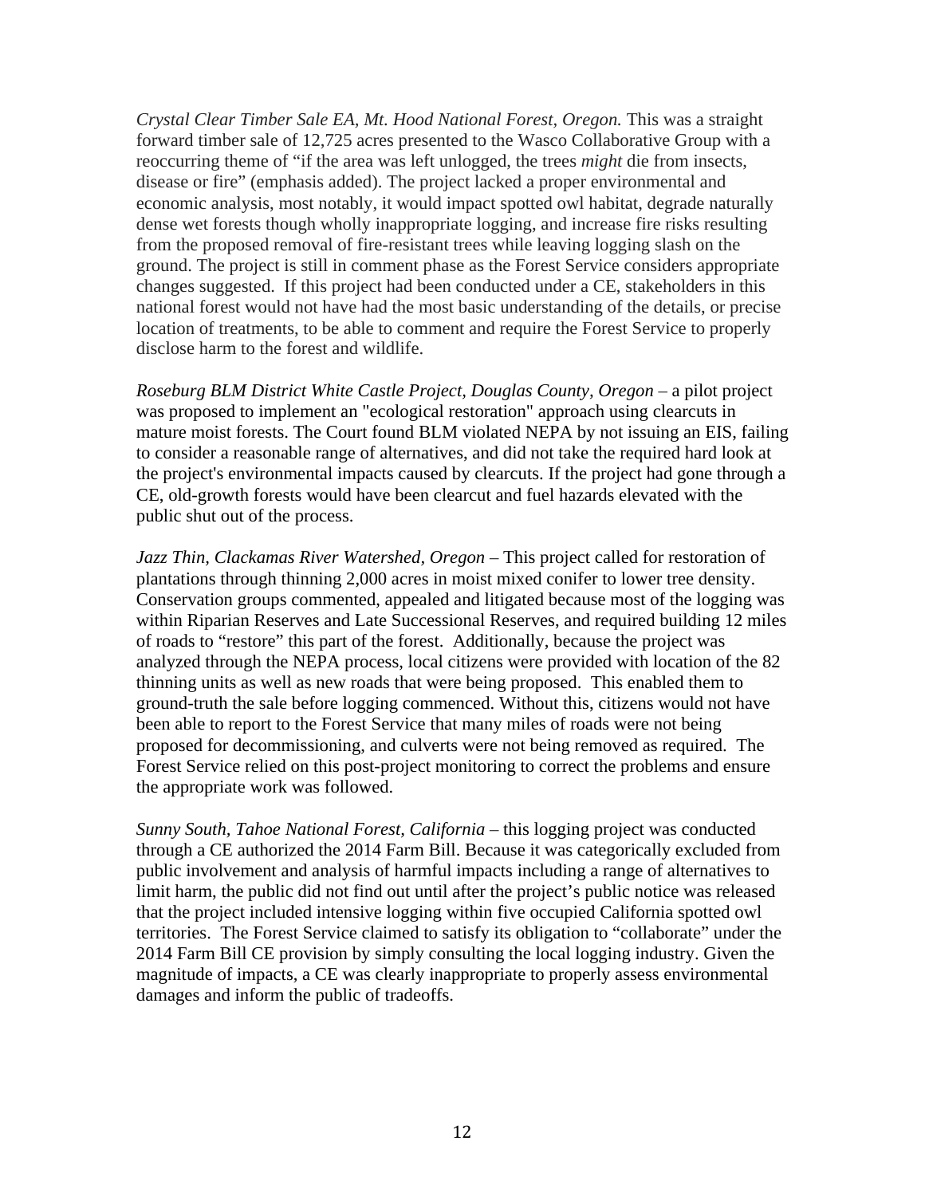*Crystal Clear Timber Sale EA, Mt. Hood National Forest, Oregon.* This was a straight forward timber sale of 12,725 acres presented to the Wasco Collaborative Group with a reoccurring theme of "if the area was left unlogged, the trees *might* die from insects, disease or fire" (emphasis added). The project lacked a proper environmental and economic analysis, most notably, it would impact spotted owl habitat, degrade naturally dense wet forests though wholly inappropriate logging, and increase fire risks resulting from the proposed removal of fire-resistant trees while leaving logging slash on the ground. The project is still in comment phase as the Forest Service considers appropriate changes suggested. If this project had been conducted under a CE, stakeholders in this national forest would not have had the most basic understanding of the details, or precise location of treatments, to be able to comment and require the Forest Service to properly disclose harm to the forest and wildlife.

*Roseburg BLM District White Castle Project, Douglas County, Oregon* – a pilot project was proposed to implement an "ecological restoration" approach using clearcuts in mature moist forests. The Court found BLM violated NEPA by not issuing an EIS, failing to consider a reasonable range of alternatives, and did not take the required hard look at the project's environmental impacts caused by clearcuts. If the project had gone through a CE, old-growth forests would have been clearcut and fuel hazards elevated with the public shut out of the process.

*Jazz Thin, Clackamas River Watershed, Oregon* – This project called for restoration of plantations through thinning 2,000 acres in moist mixed conifer to lower tree density. Conservation groups commented, appealed and litigated because most of the logging was within Riparian Reserves and Late Successional Reserves, and required building 12 miles of roads to "restore" this part of the forest. Additionally, because the project was analyzed through the NEPA process, local citizens were provided with location of the 82 thinning units as well as new roads that were being proposed. This enabled them to ground-truth the sale before logging commenced. Without this, citizens would not have been able to report to the Forest Service that many miles of roads were not being proposed for decommissioning, and culverts were not being removed as required. The Forest Service relied on this post-project monitoring to correct the problems and ensure the appropriate work was followed.

*Sunny South, Tahoe National Forest, California* – this logging project was conducted through a CE authorized the 2014 Farm Bill. Because it was categorically excluded from public involvement and analysis of harmful impacts including a range of alternatives to limit harm, the public did not find out until after the project's public notice was released that the project included intensive logging within five occupied California spotted owl territories. The Forest Service claimed to satisfy its obligation to "collaborate" under the 2014 Farm Bill CE provision by simply consulting the local logging industry. Given the magnitude of impacts, a CE was clearly inappropriate to properly assess environmental damages and inform the public of tradeoffs.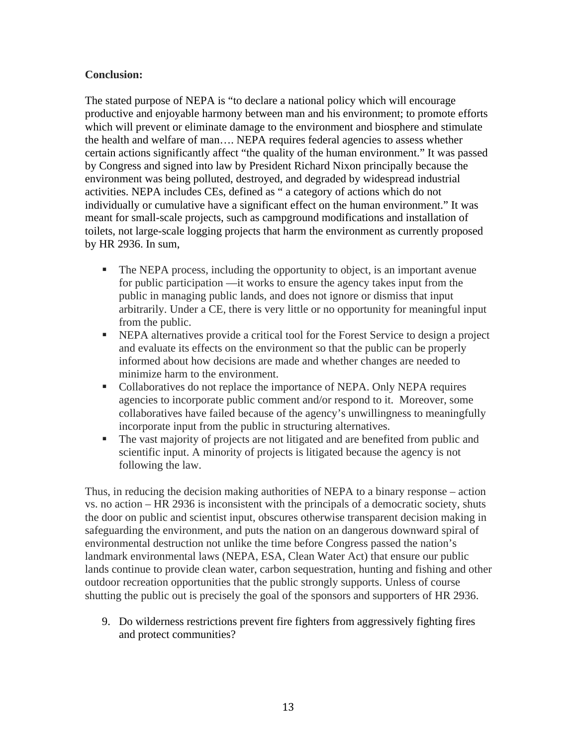**Conclusion:**

The stated purpose of NEPA is "to declare a national policy which will encourage productive and enjoyable harmony between man and his environment; to promote efforts which will prevent or eliminate damage to the environment and biosphere and stimulate the health and welfare of man…. NEPA requires federal agencies to assess whether certain actions significantly affect "the quality of the human environment." It was passed by Congress and signed into law by President Richard Nixon principally because the environment was being polluted, destroyed, and degraded by widespread industrial activities. NEPA includes CEs, defined as " a category of actions which do not individually or cumulative have a significant effect on the human environment." It was meant for small-scale projects, such as campground modifications and installation of toilets, not large-scale logging projects that harm the environment as currently proposed by HR 2936. In sum,

- The NEPA process, including the opportunity to object, is an important avenue for public participation —it works to ensure the agency takes input from the public in managing public lands, and does not ignore or dismiss that input arbitrarily. Under a CE, there is very little or no opportunity for meaningful input from the public.
- NEPA alternatives provide a critical tool for the Forest Service to design a project and evaluate its effects on the environment so that the public can be properly informed about how decisions are made and whether changes are needed to minimize harm to the environment.
- Collaboratives do not replace the importance of NEPA. Only NEPA requires agencies to incorporate public comment and/or respond to it. Moreover, some collaboratives have failed because of the agency's unwillingness to meaningfully incorporate input from the public in structuring alternatives.
- The vast majority of projects are not litigated and are benefited from public and scientific input. A minority of projects is litigated because the agency is not following the law.

Thus, in reducing the decision making authorities of NEPA to a binary response – action vs. no action – HR 2936 is inconsistent with the principals of a democratic society, shuts the door on public and scientist input, obscures otherwise transparent decision making in safeguarding the environment, and puts the nation on an dangerous downward spiral of environmental destruction not unlike the time before Congress passed the nation's landmark environmental laws (NEPA, ESA, Clean Water Act) that ensure our public lands continue to provide clean water, carbon sequestration, hunting and fishing and other outdoor recreation opportunities that the public strongly supports. Unless of course shutting the public out is precisely the goal of the sponsors and supporters of HR 2936.

9. Do wilderness restrictions prevent fire fighters from aggressively fighting fires and protect communities?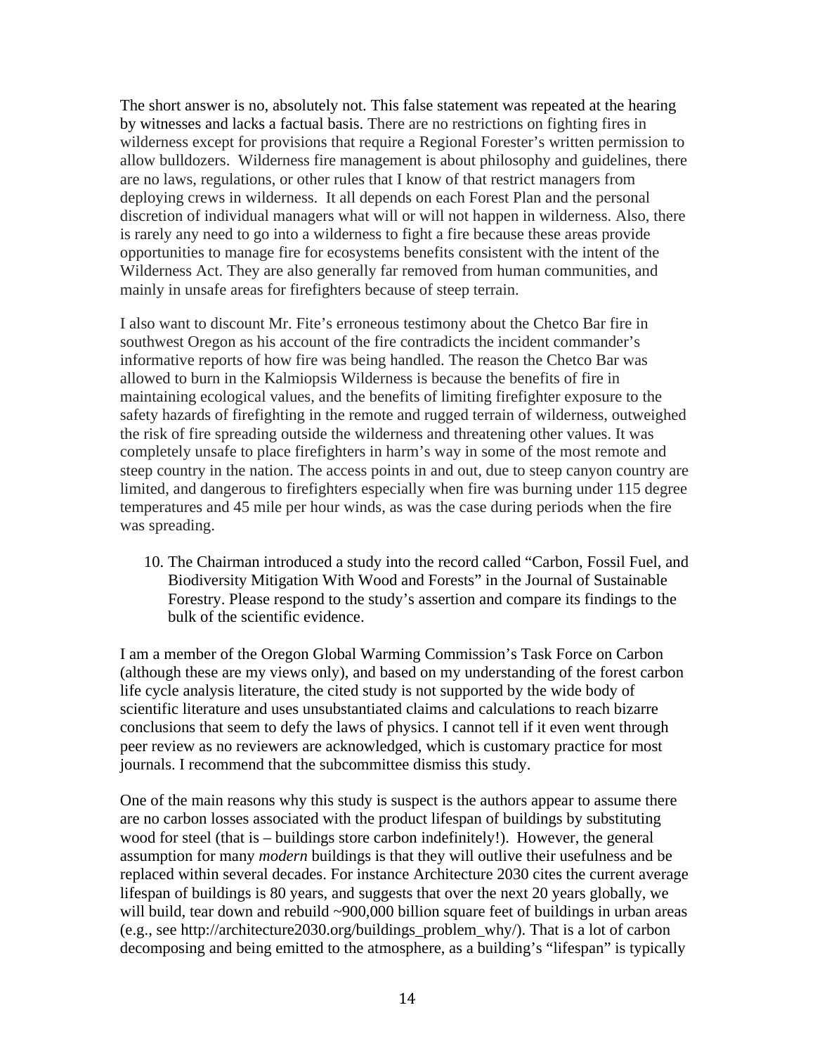The short answer is no, absolutely not. This false statement was repeated at the hearing by witnesses and lacks a factual basis. There are no restrictions on fighting fires in wilderness except for provisions that require a Regional Forester's written permission to allow bulldozers. Wilderness fire management is about philosophy and guidelines, there are no laws, regulations, or other rules that I know of that restrict managers from deploying crews in wilderness. It all depends on each Forest Plan and the personal discretion of individual managers what will or will not happen in wilderness. Also, there is rarely any need to go into a wilderness to fight a fire because these areas provide opportunities to manage fire for ecosystems benefits consistent with the intent of the Wilderness Act. They are also generally far removed from human communities, and mainly in unsafe areas for firefighters because of steep terrain.

I also want to discount Mr. Fite's erroneous testimony about the Chetco Bar fire in southwest Oregon as his account of the fire contradicts the incident commander's informative reports of how fire was being handled. The reason the Chetco Bar was allowed to burn in the Kalmiopsis Wilderness is because the benefits of fire in maintaining ecological values, and the benefits of limiting firefighter exposure to the safety hazards of firefighting in the remote and rugged terrain of wilderness, outweighed the risk of fire spreading outside the wilderness and threatening other values. It was completely unsafe to place firefighters in harm's way in some of the most remote and steep country in the nation. The access points in and out, due to steep canyon country are limited, and dangerous to firefighters especially when fire was burning under 115 degree temperatures and 45 mile per hour winds, as was the case during periods when the fire was spreading.

10. The Chairman introduced a study into the record called "Carbon, Fossil Fuel, and Biodiversity Mitigation With Wood and Forests" in the Journal of Sustainable Forestry. Please respond to the study's assertion and compare its findings to the bulk of the scientific evidence.

I am a member of the Oregon Global Warming Commission's Task Force on Carbon (although these are my views only), and based on my understanding of the forest carbon life cycle analysis literature, the cited study is not supported by the wide body of scientific literature and uses unsubstantiated claims and calculations to reach bizarre conclusions that seem to defy the laws of physics. I cannot tell if it even went through peer review as no reviewers are acknowledged, which is customary practice for most journals. I recommend that the subcommittee dismiss this study.

One of the main reasons why this study is suspect is the authors appear to assume there are no carbon losses associated with the product lifespan of buildings by substituting wood for steel (that is – buildings store carbon indefinitely!). However, the general assumption for many *modern* buildings is that they will outlive their usefulness and be replaced within several decades. For instance Architecture 2030 cites the current average lifespan of buildings is 80 years, and suggests that over the next 20 years globally, we will build, tear down and rebuild ~900,000 billion square feet of buildings in urban areas (e.g., see http://architecture2030.org/buildings_problem_why/). That is a lot of carbon decomposing and being emitted to the atmosphere, as a building's "lifespan" is typically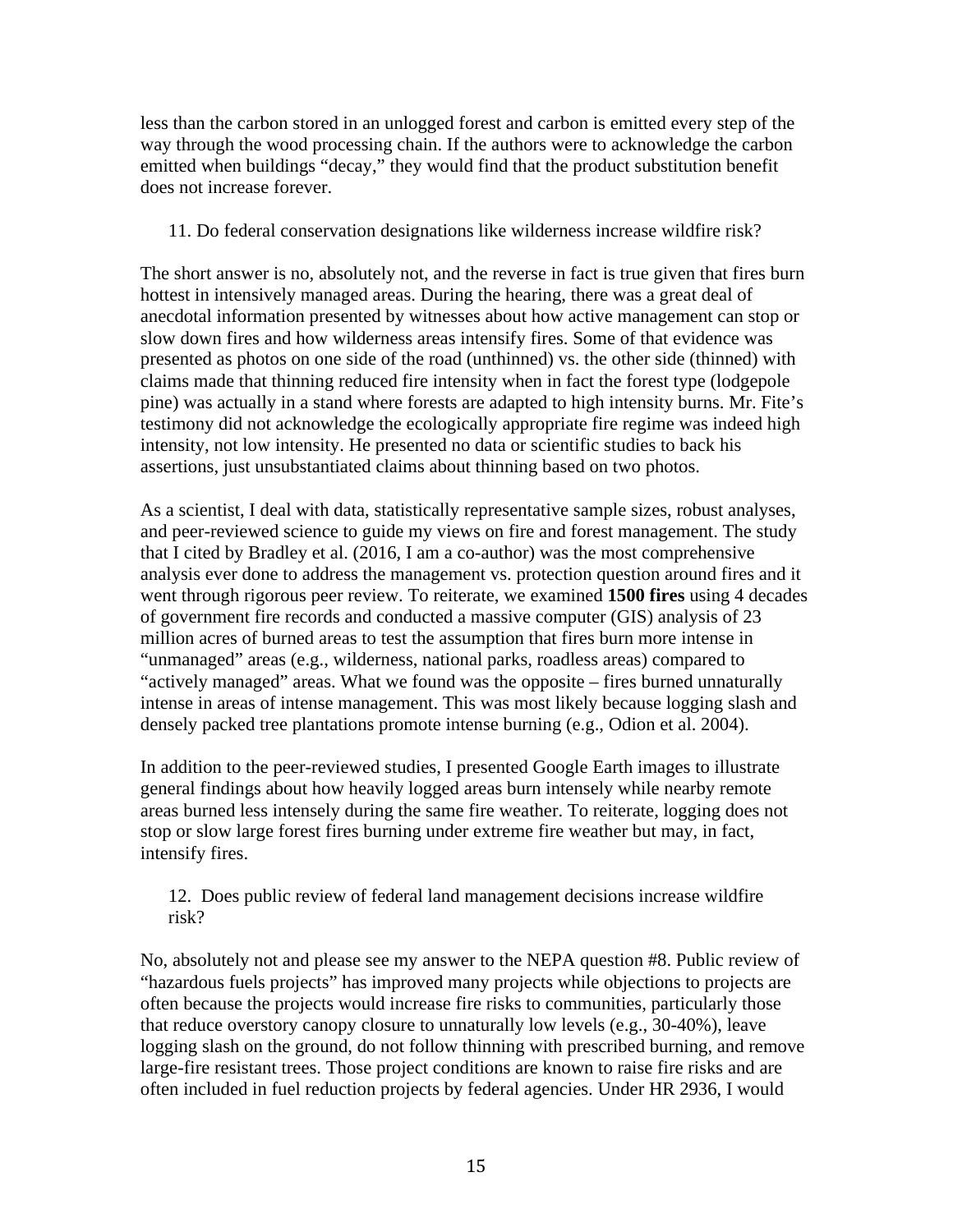less than the carbon stored in an unlogged forest and carbon is emitted every step of the way through the wood processing chain. If the authors were to acknowledge the carbon emitted when buildings "decay," they would find that the product substitution benefit does not increase forever.

11. Do federal conservation designations like wilderness increase wildfire risk?

The short answer is no, absolutely not, and the reverse in fact is true given that fires burn hottest in intensively managed areas. During the hearing, there was a great deal of anecdotal information presented by witnesses about how active management can stop or slow down fires and how wilderness areas intensify fires. Some of that evidence was presented as photos on one side of the road (unthinned) vs. the other side (thinned) with claims made that thinning reduced fire intensity when in fact the forest type (lodgepole pine) was actually in a stand where forests are adapted to high intensity burns. Mr. Fite's testimony did not acknowledge the ecologically appropriate fire regime was indeed high intensity, not low intensity. He presented no data or scientific studies to back his assertions, just unsubstantiated claims about thinning based on two photos.

As a scientist, I deal with data, statistically representative sample sizes, robust analyses, and peer-reviewed science to guide my views on fire and forest management. The study that I cited by Bradley et al. (2016, I am a co-author) was the most comprehensive analysis ever done to address the management vs. protection question around fires and it went through rigorous peer review. To reiterate, we examined **1500 fires** using 4 decades of government fire records and conducted a massive computer (GIS) analysis of 23 million acres of burned areas to test the assumption that fires burn more intense in "unmanaged" areas (e.g., wilderness, national parks, roadless areas) compared to "actively managed" areas. What we found was the opposite – fires burned unnaturally intense in areas of intense management. This was most likely because logging slash and densely packed tree plantations promote intense burning (e.g., Odion et al. 2004).

In addition to the peer-reviewed studies, I presented Google Earth images to illustrate general findings about how heavily logged areas burn intensely while nearby remote areas burned less intensely during the same fire weather. To reiterate, logging does not stop or slow large forest fires burning under extreme fire weather but may, in fact, intensify fires.

12. Does public review of federal land management decisions increase wildfire risk?

No, absolutely not and please see my answer to the NEPA question #8. Public review of "hazardous fuels projects" has improved many projects while objections to projects are often because the projects would increase fire risks to communities, particularly those that reduce overstory canopy closure to unnaturally low levels (e.g., 30-40%), leave logging slash on the ground, do not follow thinning with prescribed burning, and remove large-fire resistant trees. Those project conditions are known to raise fire risks and are often included in fuel reduction projects by federal agencies. Under HR 2936, I would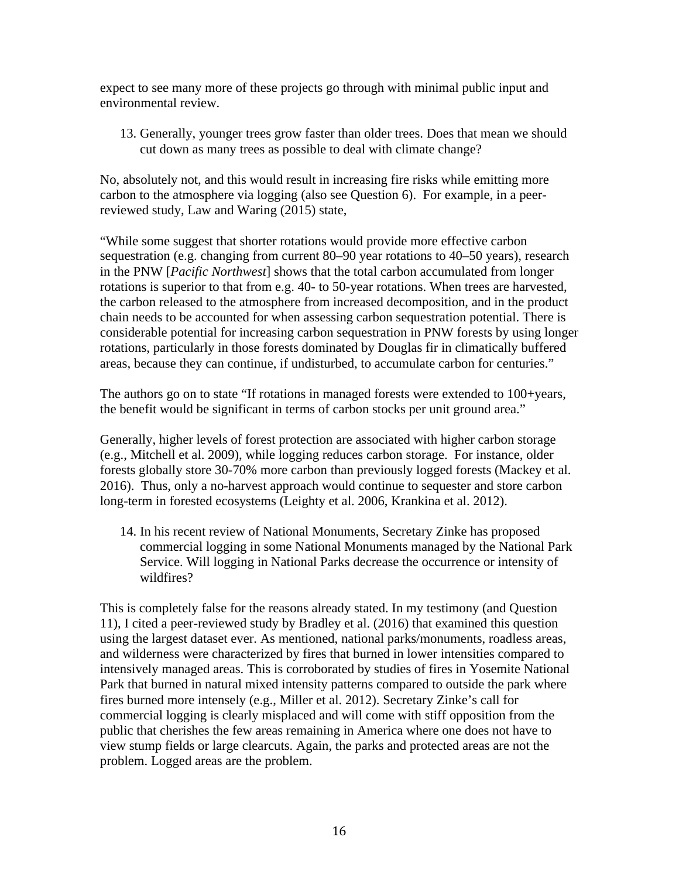expect to see many more of these projects go through with minimal public input and environmental review.

13. Generally, younger trees grow faster than older trees. Does that mean we should cut down as many trees as possible to deal with climate change?

No, absolutely not, and this would result in increasing fire risks while emitting more carbon to the atmosphere via logging (also see Question 6). For example, in a peer-reviewed study, Law and Waring (2015) state,

"While some suggest that shorter rotations would provide more effective carbon sequestration (e.g. changing from current 80–90 year rotations to 40–50 years), research in the PNW [*Pacific Northwest*] shows that the total carbon accumulated from longer rotations is superior to that from e.g. 40- to 50-year rotations. When trees are harvested, the carbon released to the atmosphere from increased decomposition, and in the product chain needs to be accounted for when assessing carbon sequestration potential. There is considerable potential for increasing carbon sequestration in PNW forests by using longer rotations, particularly in those forests dominated by Douglas fir in climatically buffered areas, because they can continue, if undisturbed, to accumulate carbon for centuries."

The authors go on to state "If rotations in managed forests were extended to 100+years, the benefit would be significant in terms of carbon stocks per unit ground area."

Generally, higher levels of forest protection are associated with higher carbon storage (e.g., Mitchell et al. 2009), while logging reduces carbon storage. For instance, older forests globally store 30-70% more carbon than previously logged forests (Mackey et al. 2016). Thus, only a no-harvest approach would continue to sequester and store carbon long-term in forested ecosystems (Leighty et al. 2006, Krankina et al. 2012).

14. In his recent review of National Monuments, Secretary Zinke has proposed commercial logging in some National Monuments managed by the National Park Service. Will logging in National Parks decrease the occurrence or intensity of wildfires?

This is completely false for the reasons already stated. In my testimony (and Question 11), I cited a peer-reviewed study by Bradley et al. (2016) that examined this question using the largest dataset ever. As mentioned, national parks/monuments, roadless areas, and wilderness were characterized by fires that burned in lower intensities compared to intensively managed areas. This is corroborated by studies of fires in Yosemite National Park that burned in natural mixed intensity patterns compared to outside the park where fires burned more intensely (e.g., Miller et al. 2012). Secretary Zinke's call for commercial logging is clearly misplaced and will come with stiff opposition from the public that cherishes the few areas remaining in America where one does not have to view stump fields or large clearcuts. Again, the parks and protected areas are not the problem. Logged areas are the problem.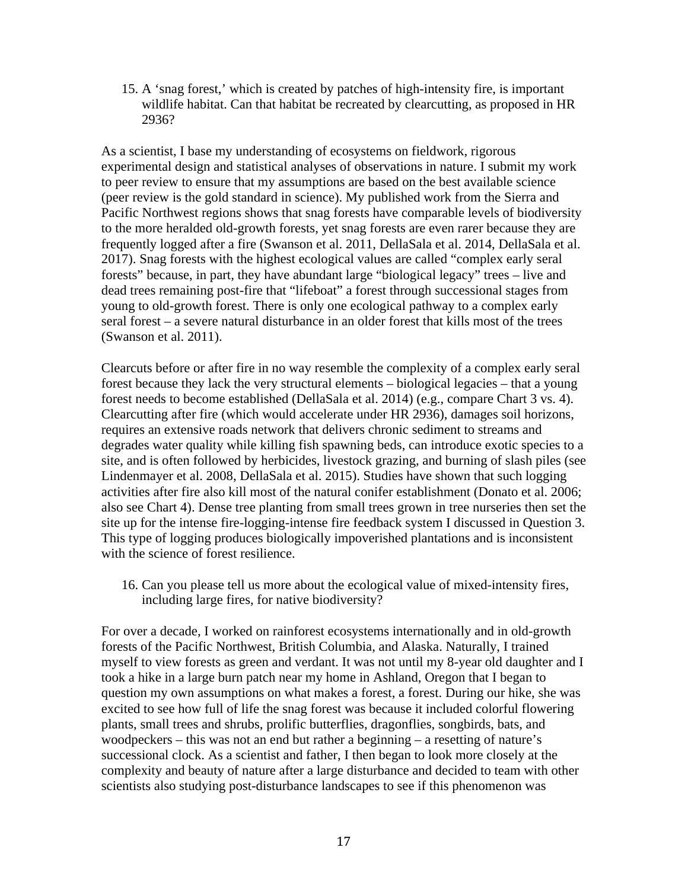15. A ‘snag forest,’ which is created by patches of high-intensity fire, is important wildlife habitat. Can that habitat be recreated by clearcutting, as proposed in HR 2936?

As a scientist, I base my understanding of ecosystems on fieldwork, rigorous experimental design and statistical analyses of observations in nature. I submit my work to peer review to ensure that my assumptions are based on the best available science (peer review is the gold standard in science). My published work from the Sierra and Pacific Northwest regions shows that snag forests have comparable levels of biodiversity to the more heralded old-growth forests, yet snag forests are even rarer because they are frequently logged after a fire (Swanson et al. 2011, DellaSala et al. 2014, DellaSala et al. 2017). Snag forests with the highest ecological values are called “complex early seral forests” because, in part, they have abundant large “biological legacy” trees – live and dead trees remaining post-fire that “lifeboat” a forest through successional stages from young to old-growth forest. There is only one ecological pathway to a complex early seral forest – a severe natural disturbance in an older forest that kills most of the trees (Swanson et al. 2011).

Clearcuts before or after fire in no way resemble the complexity of a complex early seral forest because they lack the very structural elements – biological legacies – that a young forest needs to become established (DellaSala et al. 2014) (e.g., compare Chart 3 vs. 4). Clearcutting after fire (which would accelerate under HR 2936), damages soil horizons, requires an extensive roads network that delivers chronic sediment to streams and degrades water quality while killing fish spawning beds, can introduce exotic species to a site, and is often followed by herbicides, livestock grazing, and burning of slash piles (see Lindenmayer et al. 2008, DellaSala et al. 2015). Studies have shown that such logging activities after fire also kill most of the natural conifer establishment (Donato et al. 2006; also see Chart 4). Dense tree planting from small trees grown in tree nurseries then set the site up for the intense fire-logging-intense fire feedback system I discussed in Question 3. This type of logging produces biologically impoverished plantations and is inconsistent with the science of forest resilience.

16. Can you please tell us more about the ecological value of mixed-intensity fires, including large fires, for native biodiversity?

For over a decade, I worked on rainforest ecosystems internationally and in old-growth forests of the Pacific Northwest, British Columbia, and Alaska. Naturally, I trained myself to view forests as green and verdant. It was not until my 8-year old daughter and I took a hike in a large burn patch near my home in Ashland, Oregon that I began to question my own assumptions on what makes a forest, a forest. During our hike, she was excited to see how full of life the snag forest was because it included colorful flowering plants, small trees and shrubs, prolific butterflies, dragonflies, songbirds, bats, and woodpeckers – this was not an end but rather a beginning – a resetting of nature’s successional clock. As a scientist and father, I then began to look more closely at the complexity and beauty of nature after a large disturbance and decided to team with other scientists also studying post-disturbance landscapes to see if this phenomenon was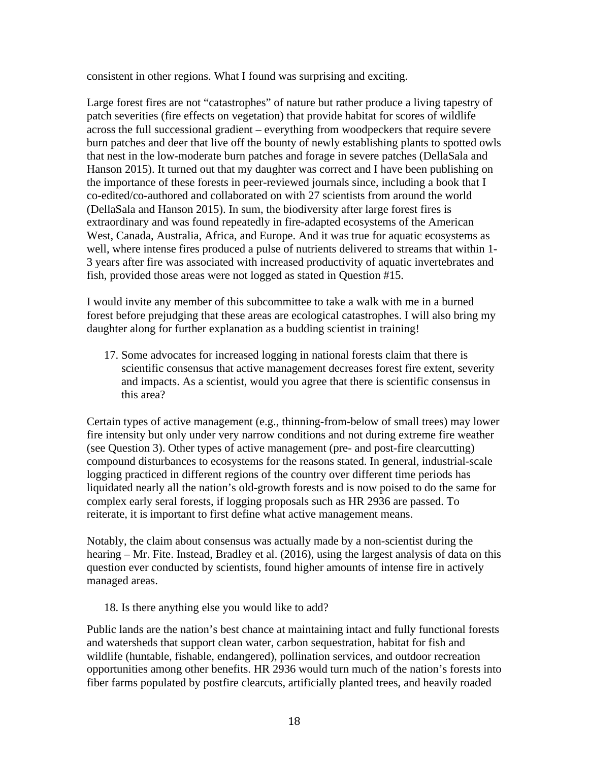consistent in other regions. What I found was surprising and exciting.

Large forest fires are not "catastrophes" of nature but rather produce a living tapestry of patch severities (fire effects on vegetation) that provide habitat for scores of wildlife across the full successional gradient – everything from woodpeckers that require severe burn patches and deer that live off the bounty of newly establishing plants to spotted owls that nest in the low-moderate burn patches and forage in severe patches (DellaSala and Hanson 2015). It turned out that my daughter was correct and I have been publishing on the importance of these forests in peer-reviewed journals since, including a book that I co-edited/co-authored and collaborated on with 27 scientists from around the world (DellaSala and Hanson 2015). In sum, the biodiversity after large forest fires is extraordinary and was found repeatedly in fire-adapted ecosystems of the American West, Canada, Australia, Africa, and Europe. And it was true for aquatic ecosystems as well, where intense fires produced a pulse of nutrients delivered to streams that within 1-3 years after fire was associated with increased productivity of aquatic invertebrates and fish, provided those areas were not logged as stated in Question #15.

I would invite any member of this subcommittee to take a walk with me in a burned forest before prejudging that these areas are ecological catastrophes. I will also bring my daughter along for further explanation as a budding scientist in training!

17. Some advocates for increased logging in national forests claim that there is scientific consensus that active management decreases forest fire extent, severity and impacts. As a scientist, would you agree that there is scientific consensus in this area?

Certain types of active management (e.g., thinning-from-below of small trees) may lower fire intensity but only under very narrow conditions and not during extreme fire weather (see Question 3). Other types of active management (pre- and post-fire clearcutting) compound disturbances to ecosystems for the reasons stated. In general, industrial-scale logging practiced in different regions of the country over different time periods has liquidated nearly all the nation's old-growth forests and is now poised to do the same for complex early seral forests, if logging proposals such as HR 2936 are passed. To reiterate, it is important to first define what active management means.

Notably, the claim about consensus was actually made by a non-scientist during the hearing – Mr. Fite. Instead, Bradley et al. (2016), using the largest analysis of data on this question ever conducted by scientists, found higher amounts of intense fire in actively managed areas.

18. Is there anything else you would like to add?

Public lands are the nation's best chance at maintaining intact and fully functional forests and watersheds that support clean water, carbon sequestration, habitat for fish and wildlife (huntable, fishable, endangered), pollination services, and outdoor recreation opportunities among other benefits. HR 2936 would turn much of the nation's forests into fiber farms populated by postfire clearcuts, artificially planted trees, and heavily roaded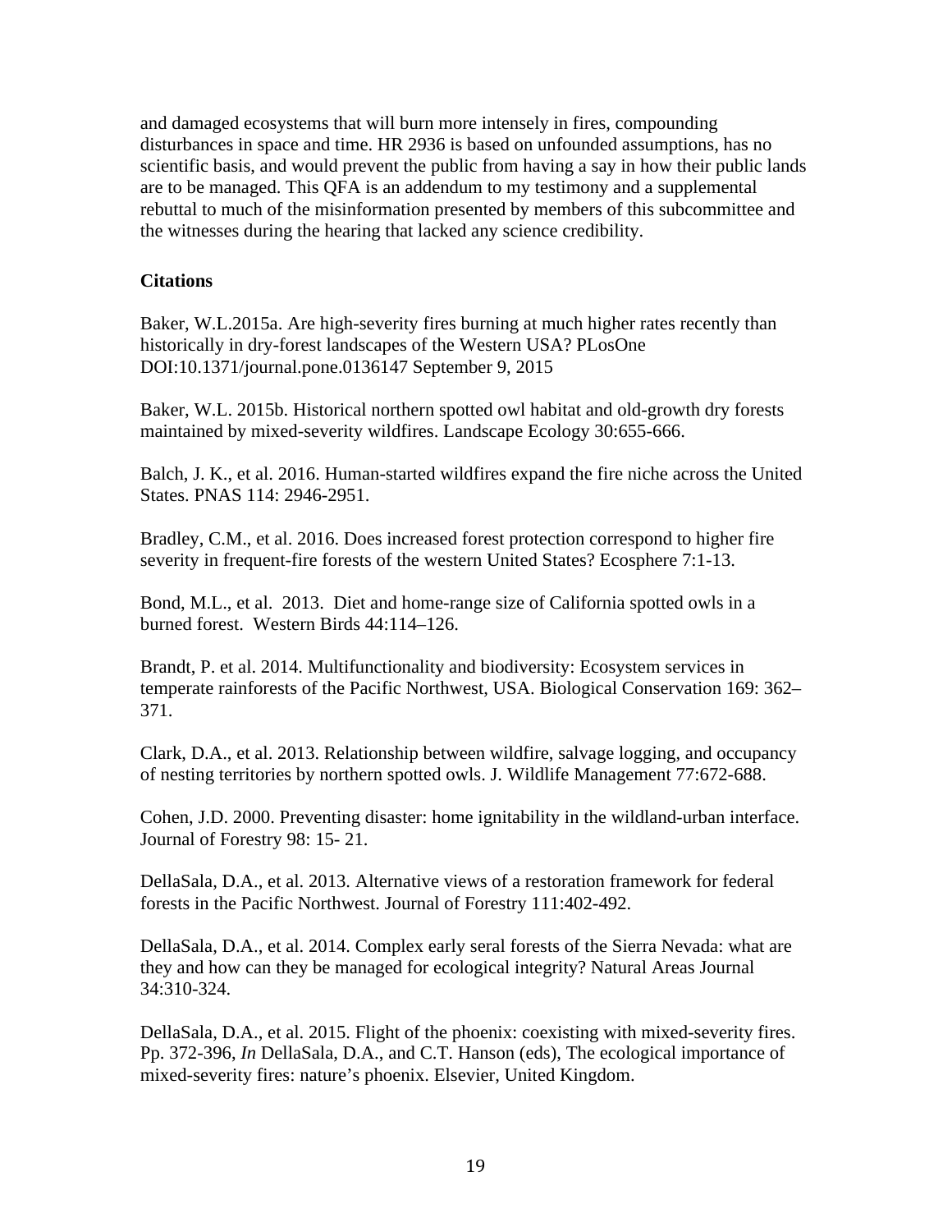and damaged ecosystems that will burn more intensely in fires, compounding disturbances in space and time. HR 2936 is based on unfounded assumptions, has no scientific basis, and would prevent the public from having a say in how their public lands are to be managed. This QFA is an addendum to my testimony and a supplemental rebuttal to much of the misinformation presented by members of this subcommittee and the witnesses during the hearing that lacked any science credibility.

**Citations**

Baker, W.L.2015a. Are high-severity fires burning at much higher rates recently than historically in dry-forest landscapes of the Western USA? PLosOne DOI:10.1371/journal.pone.0136147 September 9, 2015

Baker, W.L. 2015b. Historical northern spotted owl habitat and old-growth dry forests maintained by mixed-severity wildfires. Landscape Ecology 30:655-666.

Balch, J. K., et al. 2016. Human-started wildfires expand the fire niche across the United States. PNAS 114: 2946-2951.

Bradley, C.M., et al. 2016. Does increased forest protection correspond to higher fire severity in frequent-fire forests of the western United States? Ecosphere 7:1-13.

Bond, M.L., et al. 2013. Diet and home-range size of California spotted owls in a burned forest. Western Birds 44:114–126.

Brandt, P. et al. 2014. Multifunctionality and biodiversity: Ecosystem services in temperate rainforests of the Pacific Northwest, USA. Biological Conservation 169: 362–371.

Clark, D.A., et al. 2013. Relationship between wildfire, salvage logging, and occupancy of nesting territories by northern spotted owls. J. Wildlife Management 77:672-688.

Cohen, J.D. 2000. Preventing disaster: home ignitability in the wildland-urban interface. Journal of Forestry 98: 15- 21.

DellaSala, D.A., et al. 2013. Alternative views of a restoration framework for federal forests in the Pacific Northwest. Journal of Forestry 111:402-492.

DellaSala, D.A., et al. 2014. Complex early seral forests of the Sierra Nevada: what are they and how can they be managed for ecological integrity? Natural Areas Journal 34:310-324.

DellaSala, D.A., et al. 2015. Flight of the phoenix: coexisting with mixed-severity fires. Pp. 372-396, *In* DellaSala, D.A., and C.T. Hanson (eds), The ecological importance of mixed-severity fires: nature's phoenix. Elsevier, United Kingdom.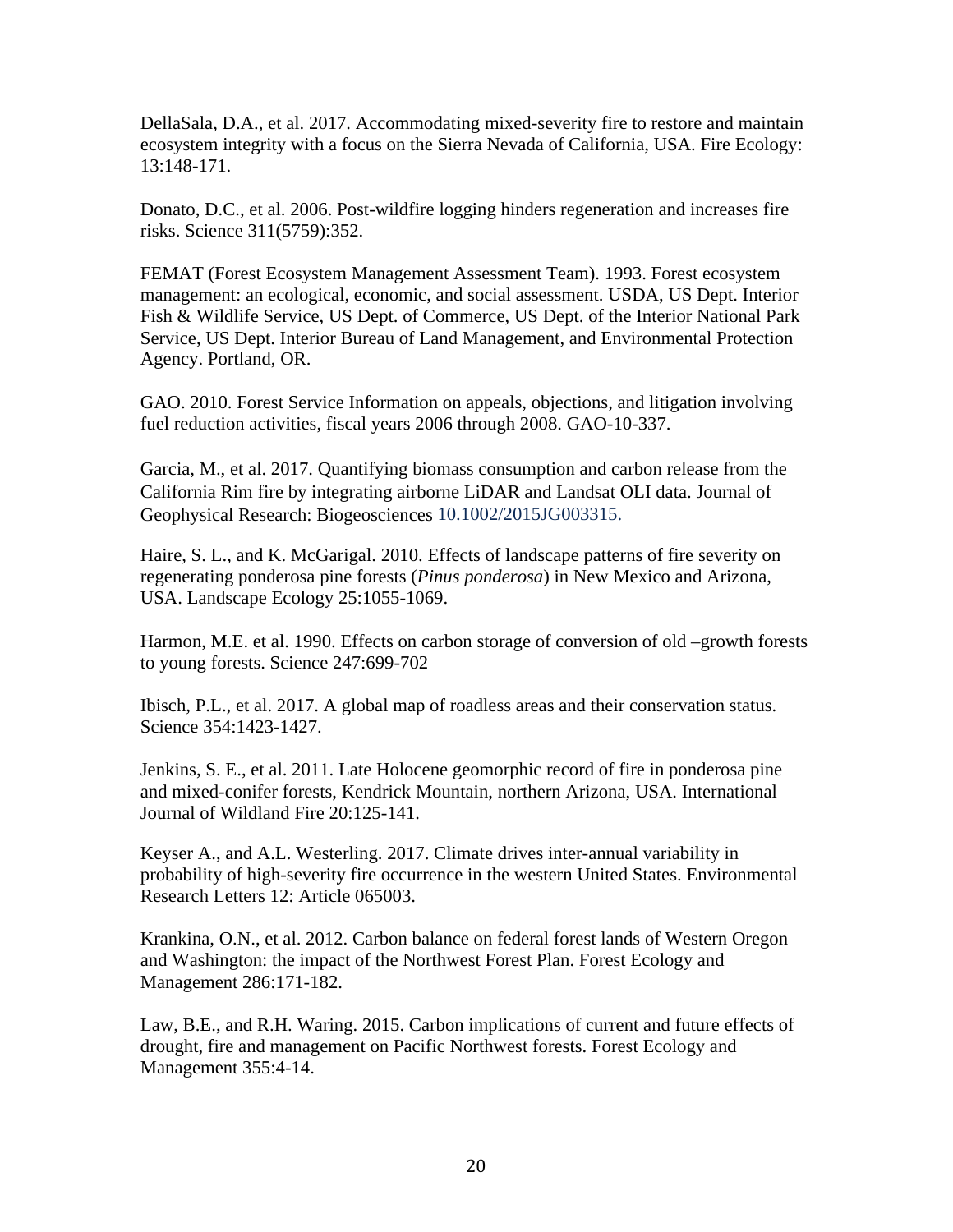DellaSala, D.A., et al. 2017. Accommodating mixed-severity fire to restore and maintain ecosystem integrity with a focus on the Sierra Nevada of California, USA. Fire Ecology: 13:148-171.

Donato, D.C., et al. 2006. Post-wildfire logging hinders regeneration and increases fire risks. Science 311(5759):352.

FEMAT (Forest Ecosystem Management Assessment Team). 1993. Forest ecosystem management: an ecological, economic, and social assessment. USDA, US Dept. Interior Fish & Wildlife Service, US Dept. of Commerce, US Dept. of the Interior National Park Service, US Dept. Interior Bureau of Land Management, and Environmental Protection Agency. Portland, OR.

GAO. 2010. Forest Service Information on appeals, objections, and litigation involving fuel reduction activities, fiscal years 2006 through 2008. GAO-10-337.

Garcia, M., et al. 2017. Quantifying biomass consumption and carbon release from the California Rim fire by integrating airborne LiDAR and Landsat OLI data. Journal of Geophysical Research: Biogeosciences 10.1002/2015JG003315.

Haire, S. L., and K. McGarigal. 2010. Effects of landscape patterns of fire severity on regenerating ponderosa pine forests (*Pinus ponderosa*) in New Mexico and Arizona, USA. Landscape Ecology 25:1055-1069.

Harmon, M.E. et al. 1990. Effects on carbon storage of conversion of old –growth forests to young forests. Science 247:699-702

Ibisch, P.L., et al. 2017. A global map of roadless areas and their conservation status. Science 354:1423-1427.

Jenkins, S. E., et al. 2011. Late Holocene geomorphic record of fire in ponderosa pine and mixed-conifer forests, Kendrick Mountain, northern Arizona, USA. International Journal of Wildland Fire 20:125-141.

Keyser A., and A.L. Westerling. 2017. Climate drives inter-annual variability in probability of high-severity fire occurrence in the western United States. Environmental Research Letters 12: Article 065003.

Krankina, O.N., et al. 2012. Carbon balance on federal forest lands of Western Oregon and Washington: the impact of the Northwest Forest Plan. Forest Ecology and Management 286:171-182.

Law, B.E., and R.H. Waring. 2015. Carbon implications of current and future effects of drought, fire and management on Pacific Northwest forests. Forest Ecology and Management 355:4-14.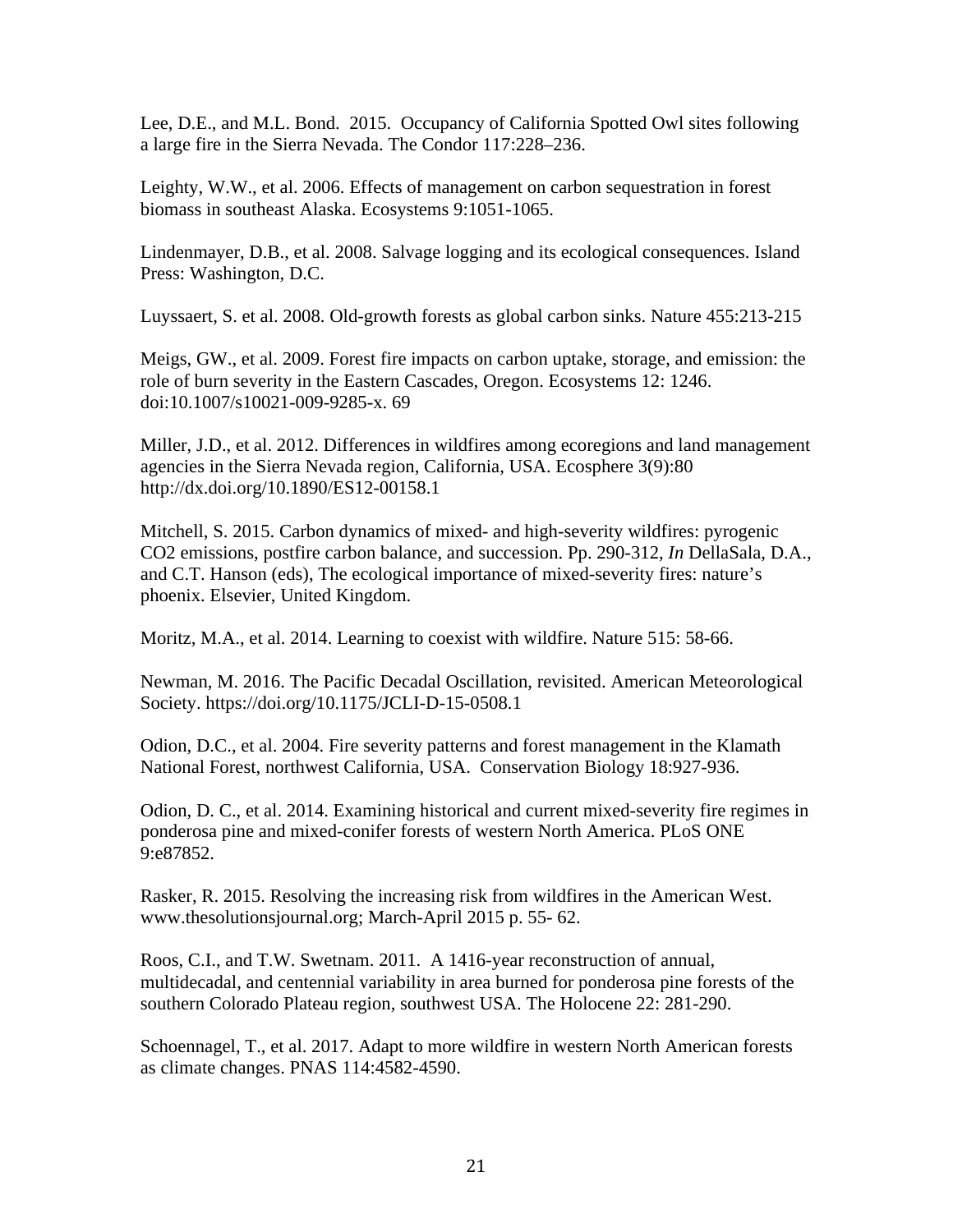Lee, D.E., and M.L. Bond. 2015. Occupancy of California Spotted Owl sites following a large fire in the Sierra Nevada. The Condor 117:228–236.

Leighty, W.W., et al. 2006. Effects of management on carbon sequestration in forest biomass in southeast Alaska. Ecosystems 9:1051-1065.

Lindenmayer, D.B., et al. 2008. Salvage logging and its ecological consequences. Island Press: Washington, D.C.

Luyssaert, S. et al. 2008. Old-growth forests as global carbon sinks. Nature 455:213-215

Meigs, GW., et al. 2009. Forest fire impacts on carbon uptake, storage, and emission: the role of burn severity in the Eastern Cascades, Oregon. Ecosystems 12: 1246. doi:10.1007/s10021-009-9285-x. 69

Miller, J.D., et al. 2012. Differences in wildfires among ecoregions and land management agencies in the Sierra Nevada region, California, USA. Ecosphere 3(9):80 http://dx.doi.org/10.1890/ES12-00158.1

Mitchell, S. 2015. Carbon dynamics of mixed- and high-severity wildfires: pyrogenic CO2 emissions, postfire carbon balance, and succession. Pp. 290-312, *In* DellaSala, D.A., and C.T. Hanson (eds), The ecological importance of mixed-severity fires: nature's phoenix. Elsevier, United Kingdom.

Moritz, M.A., et al. 2014. Learning to coexist with wildfire. Nature 515: 58-66.

Newman, M. 2016. The Pacific Decadal Oscillation, revisited. American Meteorological Society. https://doi.org/10.1175/JCLI-D-15-0508.1

Odion, D.C., et al. 2004. Fire severity patterns and forest management in the Klamath National Forest, northwest California, USA. Conservation Biology 18:927-936.

Odion, D. C., et al. 2014. Examining historical and current mixed-severity fire regimes in ponderosa pine and mixed-conifer forests of western North America. PLoS ONE 9:e87852.

Rasker, R. 2015. Resolving the increasing risk from wildfires in the American West. www.thesolutionsjournal.org; March-April 2015 p. 55- 62.

Roos, C.I., and T.W. Swetnam. 2011. A 1416-year reconstruction of annual, multidecadal, and centennial variability in area burned for ponderosa pine forests of the southern Colorado Plateau region, southwest USA. The Holocene 22: 281-290.

Schoennagel, T., et al. 2017. Adapt to more wildfire in western North American forests as climate changes. PNAS 114:4582-4590.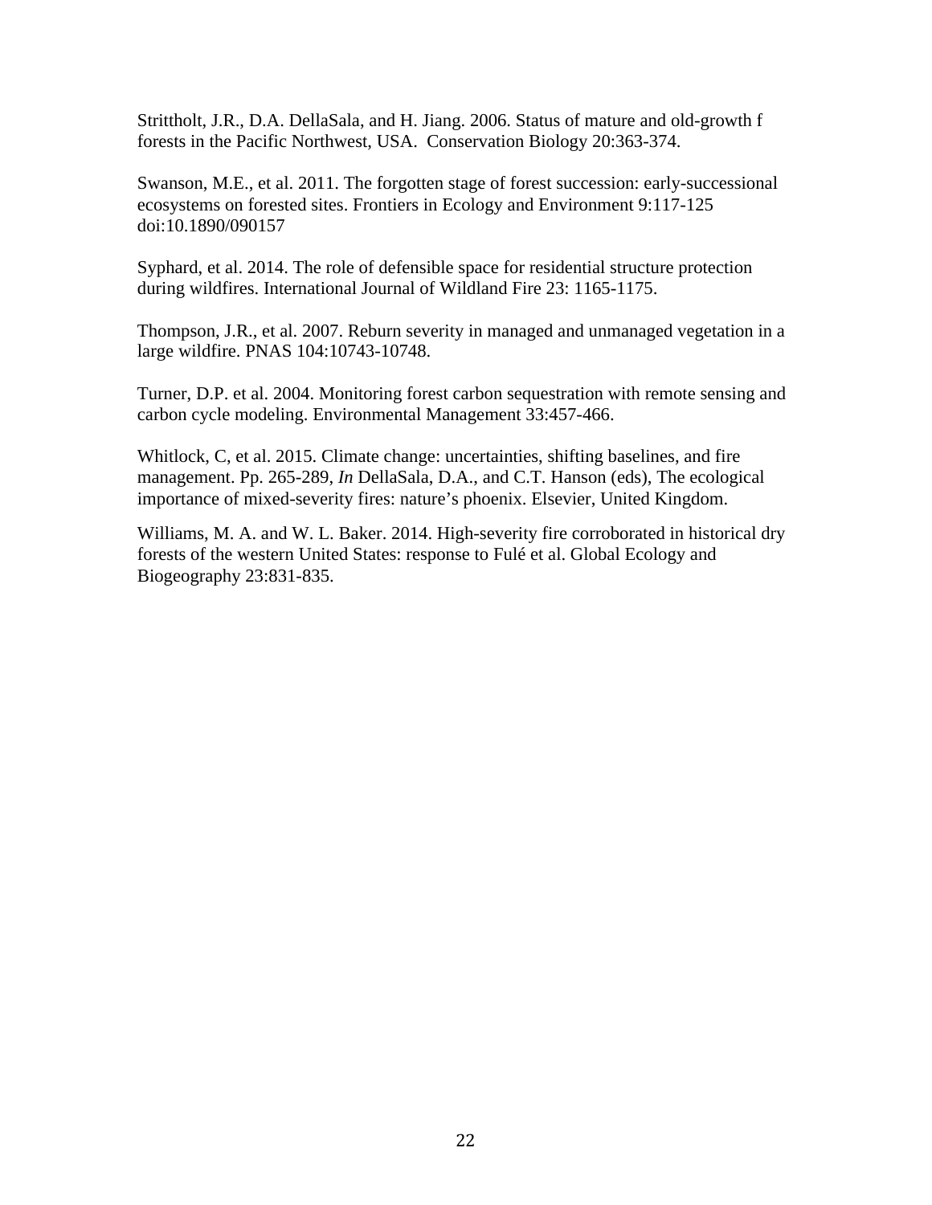Strittholt, J.R., D.A. DellaSala, and H. Jiang. 2006. Status of mature and old-growth f forests in the Pacific Northwest, USA. Conservation Biology 20:363-374.

Swanson, M.E., et al. 2011. The forgotten stage of forest succession: early-successional ecosystems on forested sites. Frontiers in Ecology and Environment 9:117-125 doi:10.1890/090157

Syphard, et al. 2014. The role of defensible space for residential structure protection during wildfires. International Journal of Wildland Fire 23: 1165-1175.

Thompson, J.R., et al. 2007. Reburn severity in managed and unmanaged vegetation in a large wildfire. PNAS 104:10743-10748.

Turner, D.P. et al. 2004. Monitoring forest carbon sequestration with remote sensing and carbon cycle modeling. Environmental Management 33:457-466.

Whitlock, C, et al. 2015. Climate change: uncertainties, shifting baselines, and fire management. Pp. 265-289, *In* DellaSala, D.A., and C.T. Hanson (eds), The ecological importance of mixed-severity fires: nature's phoenix. Elsevier, United Kingdom.

Williams, M. A. and W. L. Baker. 2014. High-severity fire corroborated in historical dry forests of the western United States: response to Fulé et al. Global Ecology and Biogeography 23:831-835.